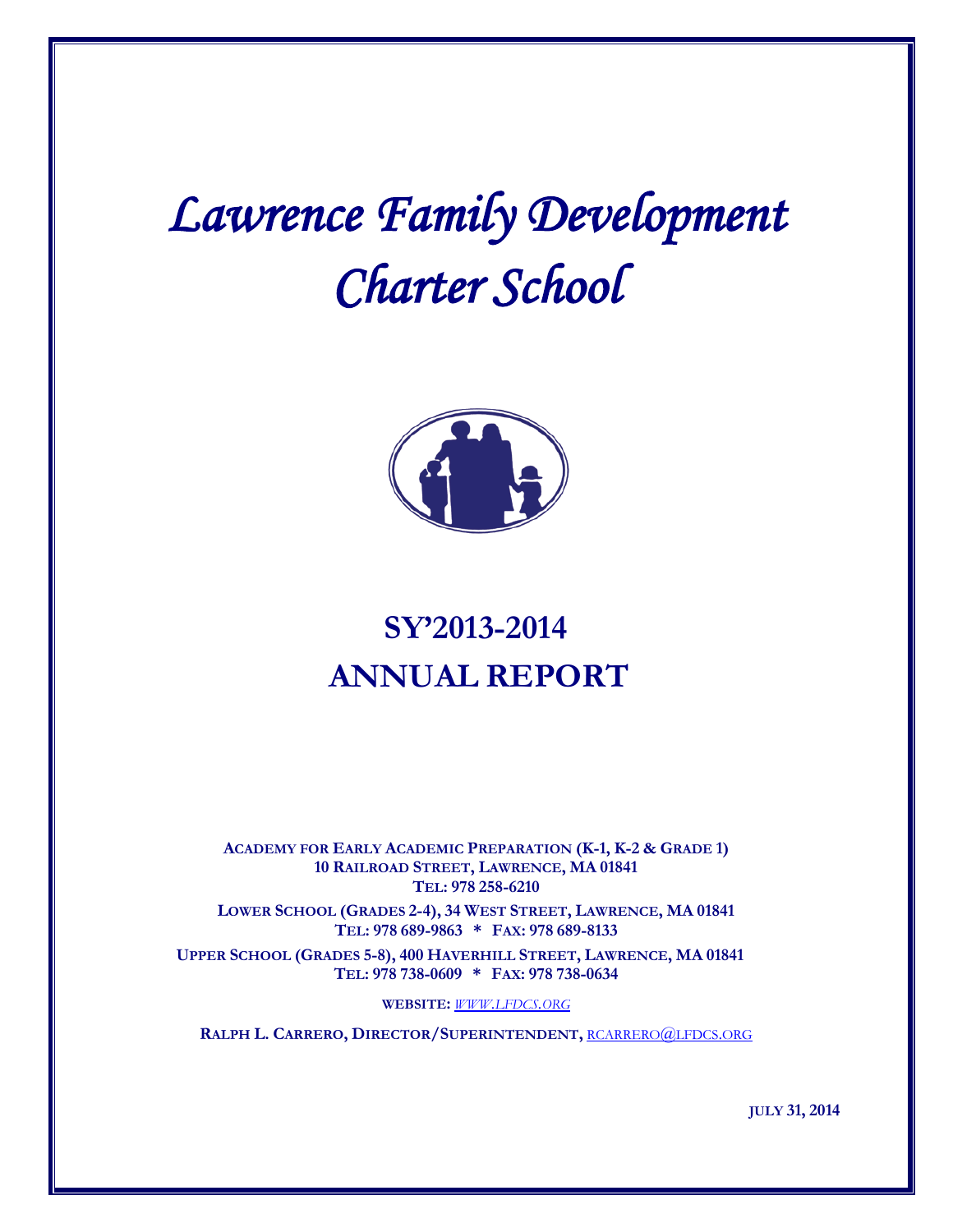# *Lawrence Family Development Charter School*

# SY'2013-2014 ANNUAL REPORT

**ACADEMY FOR EARLY ACADEMIC PREPARATION (K-1, K-2 & GRADE 1)**
**10 RAILROAD STREET, LAWRENCE, MA 01841**
**TEL: 978 258-6210**

**LOWER SCHOOL (GRADES 2-4), 34 WEST STREET, LAWRENCE, MA 01841**
**TEL: 978 689-9863 * FAX: 978 689-8133**

**UPPER SCHOOL (GRADES 5-8), 400 HAVERHILL STREET, LAWRENCE, MA 01841**
**TEL: 978 738-0609 * FAX: 978 738-0634**

**WEBSITE:** WWW.LFDCS.ORG

**RALPH L. CARRERO, DIRECTOR/SUPERINTENDENT,** RCARRERO@LFDCS.ORG

**JULY 31, 2014**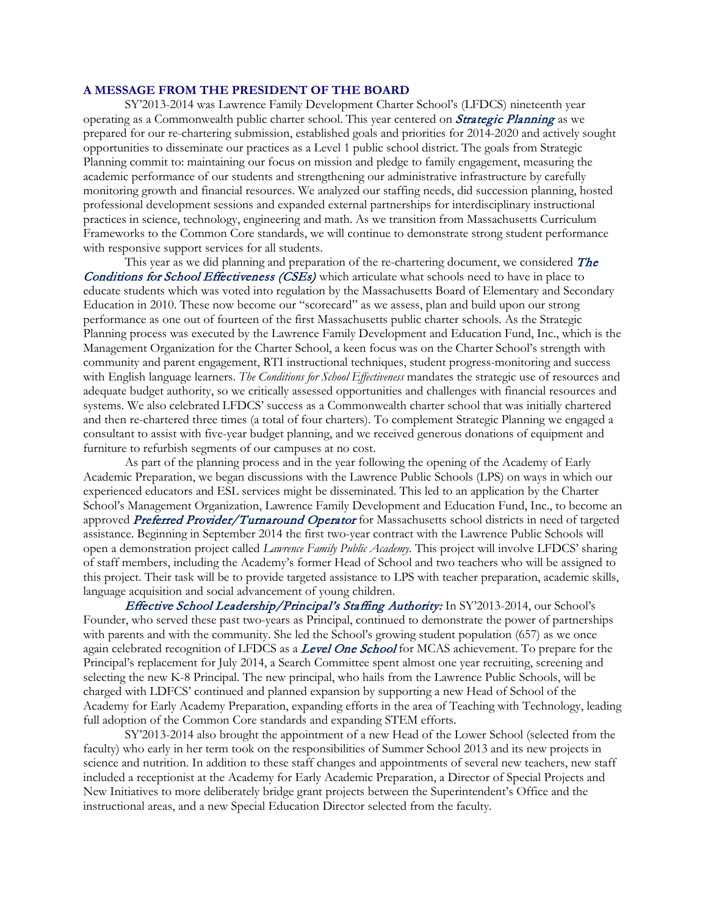## A MESSAGE FROM THE PRESIDENT OF THE BOARD

SY'2013-2014 was Lawrence Family Development Charter School's (LFDCS) nineteenth year operating as a Commonwealth public charter school. This year centered on ***Strategic Planning*** as we prepared for our re-chartering submission, established goals and priorities for 2014-2020 and actively sought opportunities to disseminate our practices as a Level 1 public school district. The goals from Strategic Planning commit to: maintaining our focus on mission and pledge to family engagement, measuring the academic performance of our students and strengthening our administrative infrastructure by carefully monitoring growth and financial resources. We analyzed our staffing needs, did succession planning, hosted professional development sessions and expanded external partnerships for interdisciplinary instructional practices in science, technology, engineering and math. As we transition from Massachusetts Curriculum Frameworks to the Common Core standards, we will continue to demonstrate strong student performance with responsive support services for all students.

This year as we did planning and preparation of the re-chartering document, we considered *The Conditions for School Effectiveness (CSEs)* which articulate what schools need to have in place to educate students which was voted into regulation by the Massachusetts Board of Elementary and Secondary Education in 2010. These now become our "scorecard" as we assess, plan and build upon our strong performance as one out of fourteen of the first Massachusetts public charter schools. As the Strategic Planning process was executed by the Lawrence Family Development and Education Fund, Inc., which is the Management Organization for the Charter School, a keen focus was on the Charter School's strength with community and parent engagement, RTI instructional techniques, student progress-monitoring and success with English language learners. *The Conditions for School Effectiveness* mandates the strategic use of resources and adequate budget authority, so we critically assessed opportunities and challenges with financial resources and systems. We also celebrated LFDCS' success as a Commonwealth charter school that was initially chartered and then re-chartered three times (a total of four charters). To complement Strategic Planning we engaged a consultant to assist with five-year budget planning, and we received generous donations of equipment and furniture to refurbish segments of our campuses at no cost.

As part of the planning process and in the year following the opening of the Academy of Early Academic Preparation, we began discussions with the Lawrence Public Schools (LPS) on ways in which our experienced educators and ESL services might be disseminated. This led to an application by the Charter School's Management Organization, Lawrence Family Development and Education Fund, Inc., to become an approved ***Preferred Provider/Turnaround Operator*** for Massachusetts school districts in need of targeted assistance. Beginning in September 2014 the first two-year contract with the Lawrence Public Schools will open a demonstration project called *Lawrence Family Public Academy*. This project will involve LFDCS' sharing of staff members, including the Academy's former Head of School and two teachers who will be assigned to this project. Their task will be to provide targeted assistance to LPS with teacher preparation, academic skills, language acquisition and social advancement of young children.

*Effective School Leadership/Principal's Staffing Authority:* In SY'2013-2014, our School's Founder, who served these past two-years as Principal, continued to demonstrate the power of partnerships with parents and with the community. She led the School's growing student population (657) as we once again celebrated recognition of LFDCS as a ***Level One School*** for MCAS achievement. To prepare for the Principal's replacement for July 2014, a Search Committee spent almost one year recruiting, screening and selecting the new K-8 Principal. The new principal, who hails from the Lawrence Public Schools, will be charged with LDFCS' continued and planned expansion by supporting a new Head of School of the Academy for Early Academy Preparation, expanding efforts in the area of Teaching with Technology, leading full adoption of the Common Core standards and expanding STEM efforts.

SY'2013-2014 also brought the appointment of a new Head of the Lower School (selected from the faculty) who early in her term took on the responsibilities of Summer School 2013 and its new projects in science and nutrition. In addition to these staff changes and appointments of several new teachers, new staff included a receptionist at the Academy for Early Academic Preparation, a Director of Special Projects and New Initiatives to more deliberately bridge grant projects between the Superintendent's Office and the instructional areas, and a new Special Education Director selected from the faculty.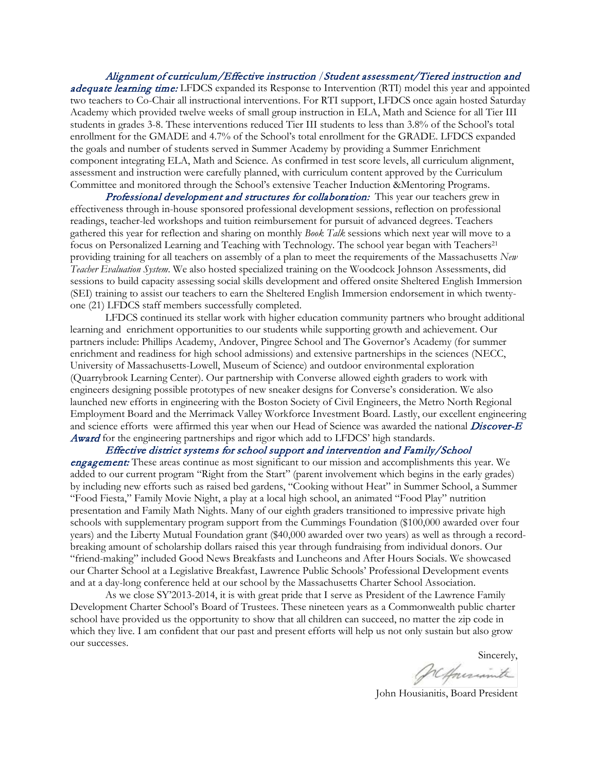*Alignment of curriculum/Effective instruction /Student assessment/Tiered instruction and adequate learning time:* LFDCS expanded its Response to Intervention (RTI) model this year and appointed two teachers to Co-Chair all instructional interventions. For RTI support, LFDCS once again hosted Saturday Academy which provided twelve weeks of small group instruction in ELA, Math and Science for all Tier III students in grades 3-8. These interventions reduced Tier III students to less than 3.8% of the School's total enrollment for the GMADE and 4.7% of the School's total enrollment for the GRADE. LFDCS expanded the goals and number of students served in Summer Academy by providing a Summer Enrichment component integrating ELA, Math and Science. As confirmed in test score levels, all curriculum alignment, assessment and instruction were carefully planned, with curriculum content approved by the Curriculum Committee and monitored through the School's extensive Teacher Induction &Mentoring Programs.

*Professional development and structures for collaboration:* This year our teachers grew in effectiveness through in-house sponsored professional development sessions, reflection on professional readings, teacher-led workshops and tuition reimbursement for pursuit of advanced degrees. Teachers gathered this year for reflection and sharing on monthly *Book Talk* sessions which next year will move to a focus on Personalized Learning and Teaching with Technology. The school year began with Teachers[21] providing training for all teachers on assembly of a plan to meet the requirements of the Massachusetts *New Teacher Evaluation System*. We also hosted specialized training on the Woodcock Johnson Assessments, did sessions to build capacity assessing social skills development and offered onsite Sheltered English Immersion (SEI) training to assist our teachers to earn the Sheltered English Immersion endorsement in which twenty-one (21) LFDCS staff members successfully completed.

LFDCS continued its stellar work with higher education community partners who brought additional learning and enrichment opportunities to our students while supporting growth and achievement. Our partners include: Phillips Academy, Andover, Pingree School and The Governor's Academy (for summer enrichment and readiness for high school admissions) and extensive partnerships in the sciences (NECC, University of Massachusetts-Lowell, Museum of Science) and outdoor environmental exploration (Quarrybrook Learning Center). Our partnership with Converse allowed eighth graders to work with engineers designing possible prototypes of new sneaker designs for Converse's consideration. We also launched new efforts in engineering with the Boston Society of Civil Engineers, the Metro North Regional Employment Board and the Merrimack Valley Workforce Investment Board. Lastly, our excellent engineering and science efforts were affirmed this year when our Head of Science was awarded the national *Discover-E Award* for the engineering partnerships and rigor which add to LFDCS' high standards.

*Effective district systems for school support and intervention and Family/School engagement:* These areas continue as most significant to our mission and accomplishments this year. We added to our current program "Right from the Start" (parent involvement which begins in the early grades) by including new efforts such as raised bed gardens, "Cooking without Heat" in Summer School, a Summer "Food Fiesta," Family Movie Night, a play at a local high school, an animated "Food Play" nutrition presentation and Family Math Nights. Many of our eighth graders transitioned to impressive private high schools with supplementary program support from the Cummings Foundation ($100,000 awarded over four years) and the Liberty Mutual Foundation grant ($40,000 awarded over two years) as well as through a record-breaking amount of scholarship dollars raised this year through fundraising from individual donors. Our "friend-making" included Good News Breakfasts and Luncheons and After Hours Socials. We showcased our Charter School at a Legislative Breakfast, Lawrence Public Schools' Professional Development events and at a day-long conference held at our school by the Massachusetts Charter School Association.

As we close SY'2013-2014, it is with great pride that I serve as President of the Lawrence Family Development Charter School's Board of Trustees. These nineteen years as a Commonwealth public charter school have provided us the opportunity to show that all children can succeed, no matter the zip code in which they live. I am confident that our past and present efforts will help us not only sustain but also grow our successes.

Sincerely,

John Housianitis, Board President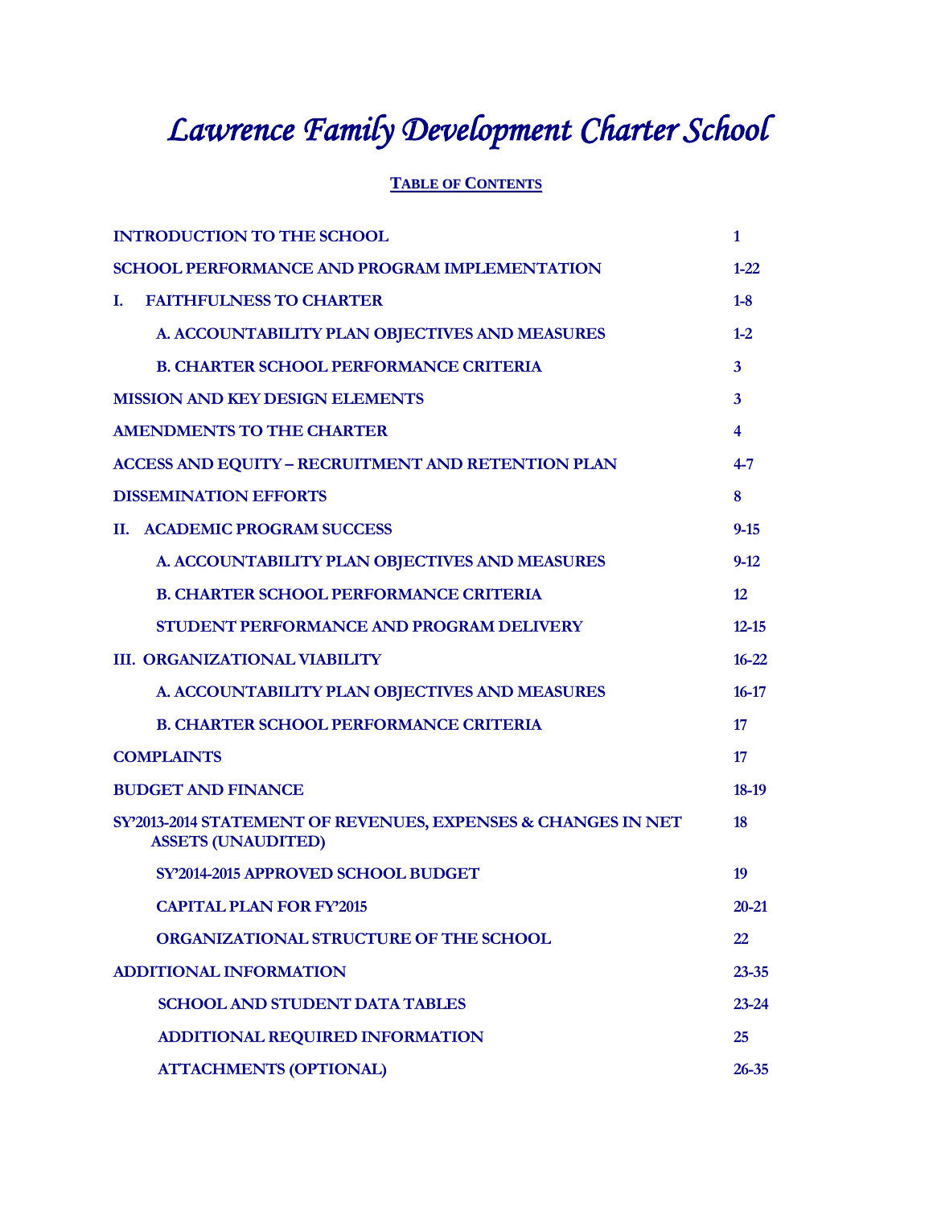# *Lawrence Family Development Charter School*

## TABLE OF CONTENTS

| | |
|---|---|
| **INTRODUCTION TO THE SCHOOL** | **1** |
| **SCHOOL PERFORMANCE AND PROGRAM IMPLEMENTATION** | **1-22** |
| **I. FAITHFULNESS TO CHARTER** | **1-8** |
| **A. ACCOUNTABILITY PLAN OBJECTIVES AND MEASURES** | **1-2** |
| **B. CHARTER SCHOOL PERFORMANCE CRITERIA** | **3** |
| **MISSION AND KEY DESIGN ELEMENTS** | **3** |
| **AMENDMENTS TO THE CHARTER** | **4** |
| **ACCESS AND EQUITY – RECRUITMENT AND RETENTION PLAN** | **4-7** |
| **DISSEMINATION EFFORTS** | **8** |
| **II. ACADEMIC PROGRAM SUCCESS** | **9-15** |
| **A. ACCOUNTABILITY PLAN OBJECTIVES AND MEASURES** | **9-12** |
| **B. CHARTER SCHOOL PERFORMANCE CRITERIA** | **12** |
| **STUDENT PERFORMANCE AND PROGRAM DELIVERY** | **12-15** |
| **III. ORGANIZATIONAL VIABILITY** | **16-22** |
| **A. ACCOUNTABILITY PLAN OBJECTIVES AND MEASURES** | **16-17** |
| **B. CHARTER SCHOOL PERFORMANCE CRITERIA** | **17** |
| **COMPLAINTS** | **17** |
| **BUDGET AND FINANCE** | **18-19** |
| **SY'2013-2014 STATEMENT OF REVENUES, EXPENSES & CHANGES IN NET ASSETS (UNAUDITED)** | **18** |
| **SY'2014-2015 APPROVED SCHOOL BUDGET** | **19** |
| **CAPITAL PLAN FOR FY'2015** | **20-21** |
| **ORGANIZATIONAL STRUCTURE OF THE SCHOOL** | **22** |
| **ADDITIONAL INFORMATION** | **23-35** |
| **SCHOOL AND STUDENT DATA TABLES** | **23-24** |
| **ADDITIONAL REQUIRED INFORMATION** | **25** |
| **ATTACHMENTS (OPTIONAL)** | **26-35** |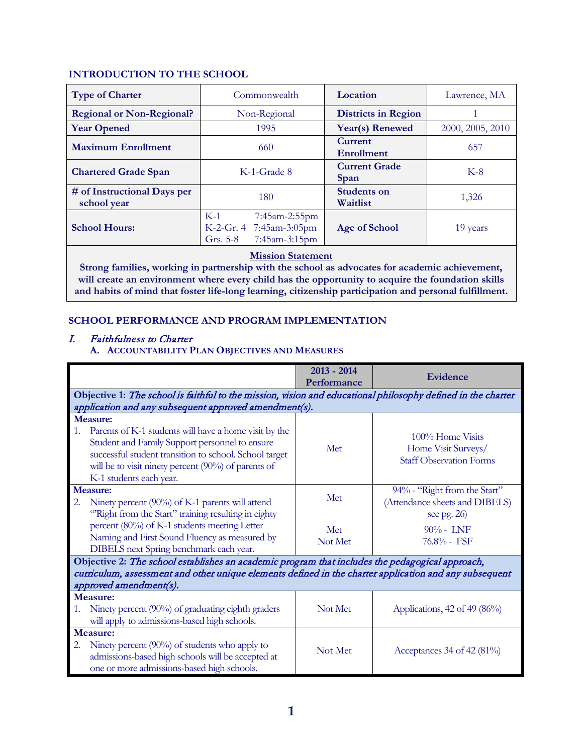## INTRODUCTION TO THE SCHOOL

| **Type of Charter** | Commonwealth | **Location** | Lawrence, MA |
|---|---|---|---|
| **Regional or Non-Regional?** | Non-Regional | **Districts in Region** | 1 |
| **Year Opened** | 1995 | **Year(s) Renewed** | 2000, 2005, 2010 |
| **Maximum Enrollment** | 660 | **Current Enrollment** | 657 |
| **Chartered Grade Span** | K-1-Grade 8 | **Current Grade Span** | K-8 |
| **# of Instructional Days per school year** | 180 | **Students on Waitlist** | 1,326 |
| **School Hours:** | K-1 7:45am-2:55pm<br>K-2-Gr. 4 7:45am-3:05pm<br>Grs. 5-8 7:45am-3:15pm | **Age of School** | 19 years |

**Mission Statement**

**Strong families, working in partnership with the school as advocates for academic achievement, will create an environment where every child has the opportunity to acquire the foundation skills and habits of mind that foster life-long learning, citizenship participation and personal fulfillment.**

## SCHOOL PERFORMANCE AND PROGRAM IMPLEMENTATION

### *I. Faithfulness to Charter*

#### A. Accountability Plan Objectives and Measures

| | 2013 - 2014 Performance | Evidence |
|---|---|---|
| **Objective 1:** *The school is faithful to the mission, vision and educational philosophy defined in the charter application and any subsequent approved amendment(s).* | | |
| **Measure:**<br>1. Parents of K-1 students will have a home visit by the Student and Family Support personnel to ensure successful student transition to school. School target will be to visit ninety percent (90%) of parents of K-1 students each year. | Met | 100% Home Visits<br>Home Visit Surveys/<br>Staff Observation Forms |
| **Measure:**<br>2. Ninety percent (90%) of K-1 parents will attend "Right from the Start" training resulting in eighty percent (80%) of K-1 students meeting Letter Naming and First Sound Fluency as measured by DIBELS next Spring benchmark each year. | Met<br><br>Met<br>Not Met | 94% - "Right from the Start" (Attendance sheets and DIBELS) see pg. 26)<br>90% - LNF<br>76.8% - FSF |
| **Objective 2:** *The school establishes an academic program that includes the pedagogical approach, curriculum, assessment and other unique elements defined in the charter application and any subsequent approved amendment(s).* | | |
| **Measure:**<br>1. Ninety percent (90%) of graduating eighth graders will apply to admissions-based high schools. | Not Met | Applications, 42 of 49 (86%) |
| **Measure:**<br>2. Ninety percent (90%) of students who apply to admissions-based high schools will be accepted at one or more admissions-based high schools. | Not Met | Acceptances 34 of 42 (81%) |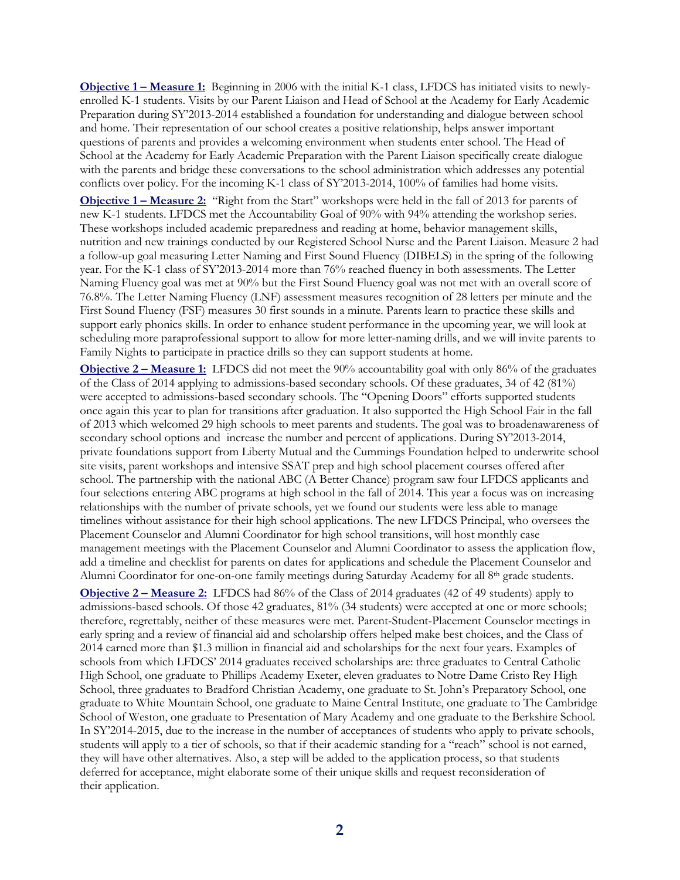**Objective 1 – Measure 1:** Beginning in 2006 with the initial K-1 class, LFDCS has initiated visits to newly-enrolled K-1 students. Visits by our Parent Liaison and Head of School at the Academy for Early Academic Preparation during SY'2013-2014 established a foundation for understanding and dialogue between school and home. Their representation of our school creates a positive relationship, helps answer important questions of parents and provides a welcoming environment when students enter school. The Head of School at the Academy for Early Academic Preparation with the Parent Liaison specifically create dialogue with the parents and bridge these conversations to the school administration which addresses any potential conflicts over policy. For the incoming K-1 class of SY'2013-2014, 100% of families had home visits.

**Objective 1 – Measure 2:** "Right from the Start" workshops were held in the fall of 2013 for parents of new K-1 students. LFDCS met the Accountability Goal of 90% with 94% attending the workshop series. These workshops included academic preparedness and reading at home, behavior management skills, nutrition and new trainings conducted by our Registered School Nurse and the Parent Liaison. Measure 2 had a follow-up goal measuring Letter Naming and First Sound Fluency (DIBELS) in the spring of the following year. For the K-1 class of SY'2013-2014 more than 76% reached fluency in both assessments. The Letter Naming Fluency goal was met at 90% but the First Sound Fluency goal was not met with an overall score of 76.8%. The Letter Naming Fluency (LNF) assessment measures recognition of 28 letters per minute and the First Sound Fluency (FSF) measures 30 first sounds in a minute. Parents learn to practice these skills and support early phonics skills. In order to enhance student performance in the upcoming year, we will look at scheduling more paraprofessional support to allow for more letter-naming drills, and we will invite parents to Family Nights to participate in practice drills so they can support students at home.

**Objective 2 – Measure 1:** LFDCS did not meet the 90% accountability goal with only 86% of the graduates of the Class of 2014 applying to admissions-based secondary schools. Of these graduates, 34 of 42 (81%) were accepted to admissions-based secondary schools. The "Opening Doors" efforts supported students once again this year to plan for transitions after graduation. It also supported the High School Fair in the fall of 2013 which welcomed 29 high schools to meet parents and students. The goal was to broadenawareness of secondary school options and increase the number and percent of applications. During SY'2013-2014, private foundations support from Liberty Mutual and the Cummings Foundation helped to underwrite school site visits, parent workshops and intensive SSAT prep and high school placement courses offered after school. The partnership with the national ABC (A Better Chance) program saw four LFDCS applicants and four selections entering ABC programs at high school in the fall of 2014. This year a focus was on increasing relationships with the number of private schools, yet we found our students were less able to manage timelines without assistance for their high school applications. The new LFDCS Principal, who oversees the Placement Counselor and Alumni Coordinator for high school transitions, will host monthly case management meetings with the Placement Counselor and Alumni Coordinator to assess the application flow, add a timeline and checklist for parents on dates for applications and schedule the Placement Counselor and Alumni Coordinator for one-on-one family meetings during Saturday Academy for all 8th grade students.

**Objective 2 – Measure 2:** LFDCS had 86% of the Class of 2014 graduates (42 of 49 students) apply to admissions-based schools. Of those 42 graduates, 81% (34 students) were accepted at one or more schools; therefore, regrettably, neither of these measures were met. Parent-Student-Placement Counselor meetings in early spring and a review of financial aid and scholarship offers helped make best choices, and the Class of 2014 earned more than $1.3 million in financial aid and scholarships for the next four years. Examples of schools from which LFDCS' 2014 graduates received scholarships are: three graduates to Central Catholic High School, one graduate to Phillips Academy Exeter, eleven graduates to Notre Dame Cristo Rey High School, three graduates to Bradford Christian Academy, one graduate to St. John's Preparatory School, one graduate to White Mountain School, one graduate to Maine Central Institute, one graduate to The Cambridge School of Weston, one graduate to Presentation of Mary Academy and one graduate to the Berkshire School. In SY'2014-2015, due to the increase in the number of acceptances of students who apply to private schools, students will apply to a tier of schools, so that if their academic standing for a "reach" school is not earned, they will have other alternatives. Also, a step will be added to the application process, so that students deferred for acceptance, might elaborate some of their unique skills and request reconsideration of their application.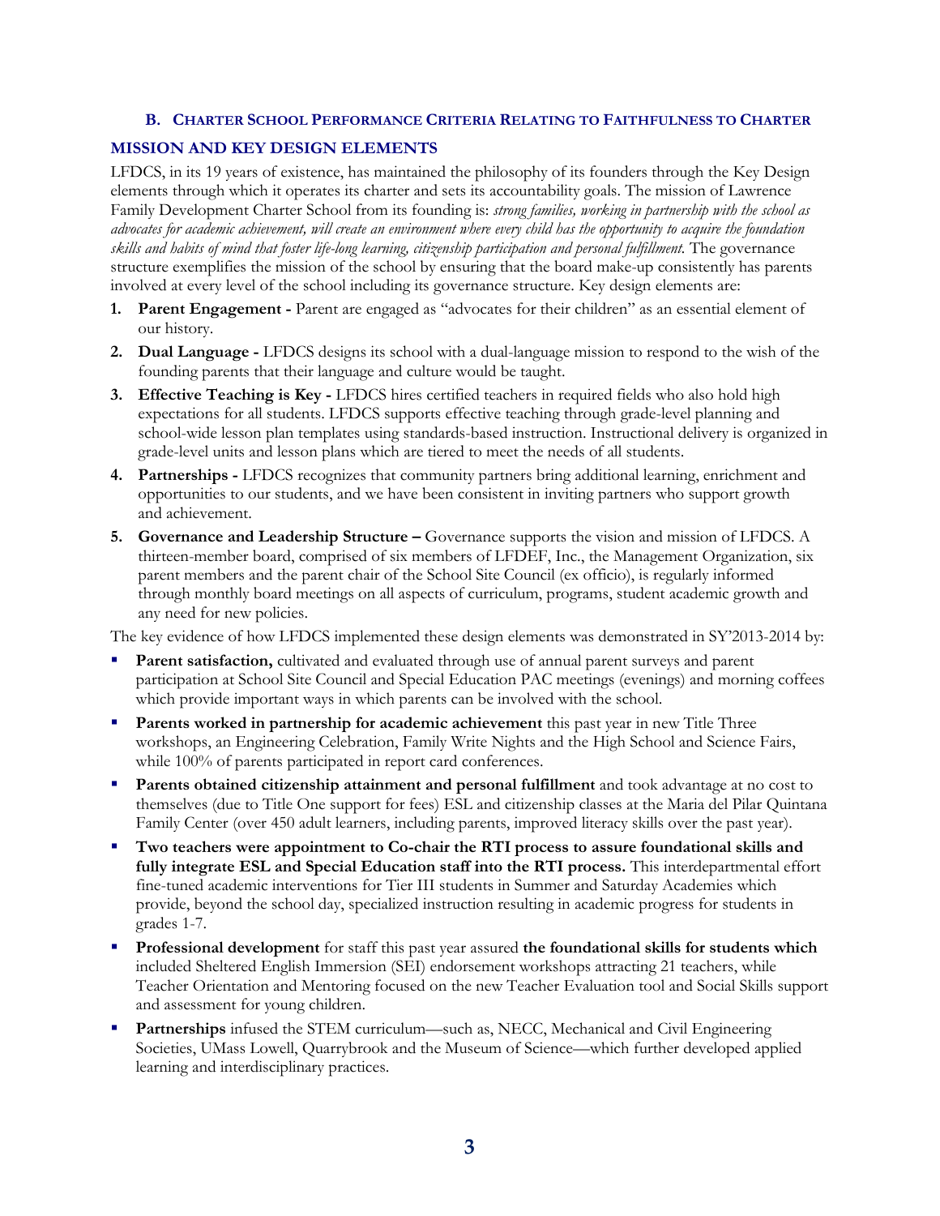### B. Charter School Performance Criteria Relating to Faithfulness to Charter

#### MISSION AND KEY DESIGN ELEMENTS

LFDCS, in its 19 years of existence, has maintained the philosophy of its founders through the Key Design elements through which it operates its charter and sets its accountability goals. The mission of Lawrence Family Development Charter School from its founding is: *strong families, working in partnership with the school as advocates for academic achievement, will create an environment where every child has the opportunity to acquire the foundation skills and habits of mind that foster life-long learning, citizenship participation and personal fulfillment.* The governance structure exemplifies the mission of the school by ensuring that the board make-up consistently has parents involved at every level of the school including its governance structure. Key design elements are:

1. **Parent Engagement -** Parent are engaged as "advocates for their children" as an essential element of our history.
2. **Dual Language -** LFDCS designs its school with a dual-language mission to respond to the wish of the founding parents that their language and culture would be taught.
3. **Effective Teaching is Key -** LFDCS hires certified teachers in required fields who also hold high expectations for all students. LFDCS supports effective teaching through grade-level planning and school-wide lesson plan templates using standards-based instruction. Instructional delivery is organized in grade-level units and lesson plans which are tiered to meet the needs of all students.
4. **Partnerships -** LFDCS recognizes that community partners bring additional learning, enrichment and opportunities to our students, and we have been consistent in inviting partners who support growth and achievement.
5. **Governance and Leadership Structure –** Governance supports the vision and mission of LFDCS. A thirteen-member board, comprised of six members of LFDEF, Inc., the Management Organization, six parent members and the parent chair of the School Site Council (ex officio), is regularly informed through monthly board meetings on all aspects of curriculum, programs, student academic growth and any need for new policies.

The key evidence of how LFDCS implemented these design elements was demonstrated in SY'2013-2014 by:

- **Parent satisfaction,** cultivated and evaluated through use of annual parent surveys and parent participation at School Site Council and Special Education PAC meetings (evenings) and morning coffees which provide important ways in which parents can be involved with the school.
- **Parents worked in partnership for academic achievement** this past year in new Title Three workshops, an Engineering Celebration, Family Write Nights and the High School and Science Fairs, while 100% of parents participated in report card conferences.
- **Parents obtained citizenship attainment and personal fulfillment** and took advantage at no cost to themselves (due to Title One support for fees) ESL and citizenship classes at the Maria del Pilar Quintana Family Center (over 450 adult learners, including parents, improved literacy skills over the past year).
- **Two teachers were appointment to Co-chair the RTI process to assure foundational skills and fully integrate ESL and Special Education staff into the RTI process.** This interdepartmental effort fine-tuned academic interventions for Tier III students in Summer and Saturday Academies which provide, beyond the school day, specialized instruction resulting in academic progress for students in grades 1-7.
- **Professional development** for staff this past year assured **the foundational skills for students which** included Sheltered English Immersion (SEI) endorsement workshops attracting 21 teachers, while Teacher Orientation and Mentoring focused on the new Teacher Evaluation tool and Social Skills support and assessment for young children.
- **Partnerships** infused the STEM curriculum—such as, NECC, Mechanical and Civil Engineering Societies, UMass Lowell, Quarrybrook and the Museum of Science—which further developed applied learning and interdisciplinary practices.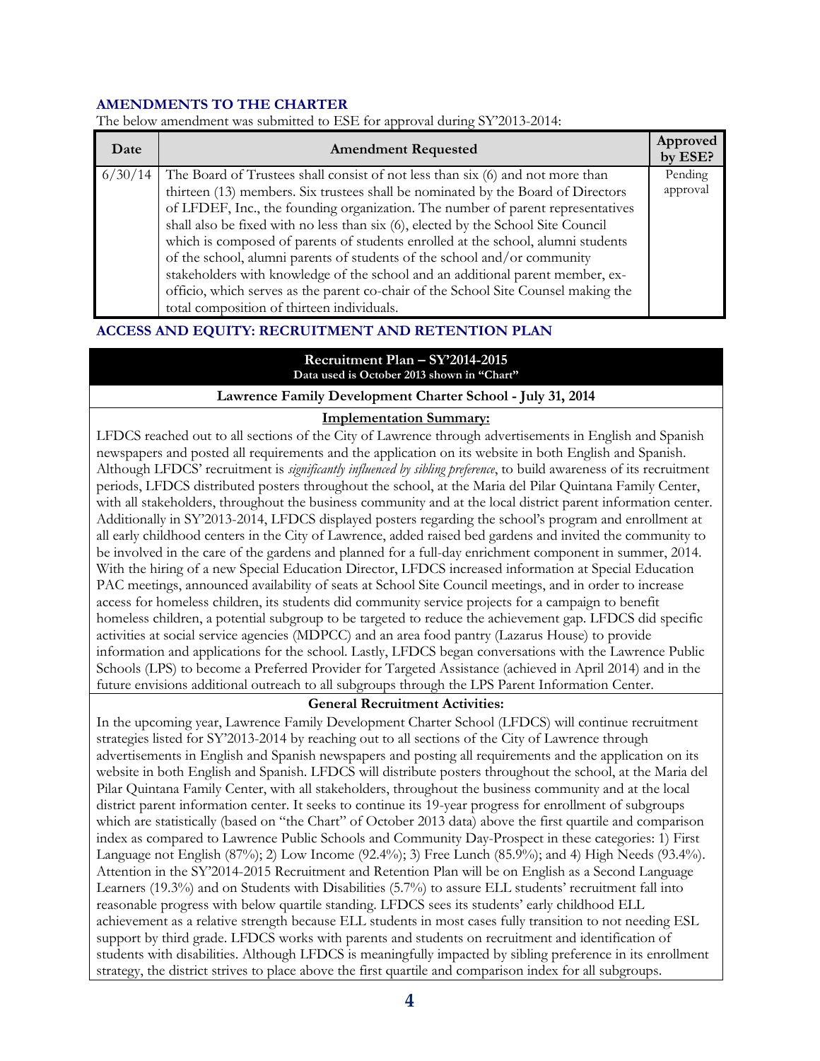## AMENDMENTS TO THE CHARTER

The below amendment was submitted to ESE for approval during SY'2013-2014:

| Date | Amendment Requested | Approved by ESE? |
|---|---|---|
| 6/30/14 | The Board of Trustees shall consist of not less than six (6) and not more than thirteen (13) members. Six trustees shall be nominated by the Board of Directors of LFDEF, Inc., the founding organization. The number of parent representatives shall also be fixed with no less than six (6), elected by the School Site Council which is composed of parents of students enrolled at the school, alumni students of the school, alumni parents of students of the school and/or community stakeholders with knowledge of the school and an additional parent member, ex-officio, which serves as the parent co-chair of the School Site Counsel making the total composition of thirteen individuals. | Pending approval |

## ACCESS AND EQUITY: RECRUITMENT AND RETENTION PLAN

**Recruitment Plan – SY'2014-2015**
**Data used is October 2013 shown in "Chart"**

**Lawrence Family Development Charter School - July 31, 2014**

**Implementation Summary:**

LFDCS reached out to all sections of the City of Lawrence through advertisements in English and Spanish newspapers and posted all requirements and the application on its website in both English and Spanish. Although LFDCS' recruitment is *significantly influenced by sibling preference*, to build awareness of its recruitment periods, LFDCS distributed posters throughout the school, at the Maria del Pilar Quintana Family Center, with all stakeholders, throughout the business community and at the local district parent information center. Additionally in SY'2013-2014, LFDCS displayed posters regarding the school's program and enrollment at all early childhood centers in the City of Lawrence, added raised bed gardens and invited the community to be involved in the care of the gardens and planned for a full-day enrichment component in summer, 2014. With the hiring of a new Special Education Director, LFDCS increased information at Special Education PAC meetings, announced availability of seats at School Site Council meetings, and in order to increase access for homeless children, its students did community service projects for a campaign to benefit homeless children, a potential subgroup to be targeted to reduce the achievement gap. LFDCS did specific activities at social service agencies (MDPCC) and an area food pantry (Lazarus House) to provide information and applications for the school. Lastly, LFDCS began conversations with the Lawrence Public Schools (LPS) to become a Preferred Provider for Targeted Assistance (achieved in April 2014) and in the future envisions additional outreach to all subgroups through the LPS Parent Information Center.

**General Recruitment Activities:**

In the upcoming year, Lawrence Family Development Charter School (LFDCS) will continue recruitment strategies listed for SY'2013-2014 by reaching out to all sections of the City of Lawrence through advertisements in English and Spanish newspapers and posting all requirements and the application on its website in both English and Spanish. LFDCS will distribute posters throughout the school, at the Maria del Pilar Quintana Family Center, with all stakeholders, throughout the business community and at the local district parent information center. It seeks to continue its 19-year progress for enrollment of subgroups which are statistically (based on "the Chart" of October 2013 data) above the first quartile and comparison index as compared to Lawrence Public Schools and Community Day-Prospect in these categories: 1) First Language not English (87%); 2) Low Income (92.4%); 3) Free Lunch (85.9%); and 4) High Needs (93.4%). Attention in the SY'2014-2015 Recruitment and Retention Plan will be on English as a Second Language Learners (19.3%) and on Students with Disabilities (5.7%) to assure ELL students' recruitment fall into reasonable progress with below quartile standing. LFDCS sees its students' early childhood ELL achievement as a relative strength because ELL students in most cases fully transition to not needing ESL support by third grade. LFDCS works with parents and students on recruitment and identification of students with disabilities. Although LFDCS is meaningfully impacted by sibling preference in its enrollment strategy, the district strives to place above the first quartile and comparison index for all subgroups.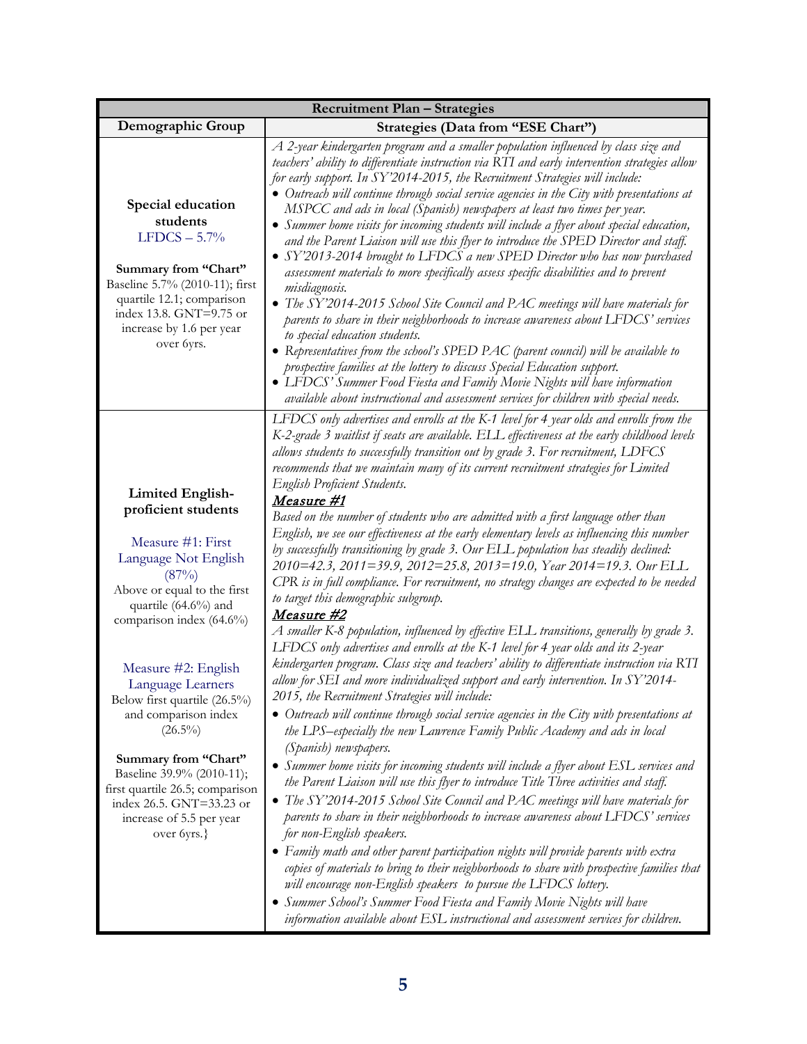| Recruitment Plan – Strategies | |
|---|---|
| **Demographic Group** | **Strategies (Data from "ESE Chart")** |
| **Special education students**<br>LFDCS – 5.7%<br><br>**Summary from "Chart"**<br>Baseline 5.7% (2010-11); first quartile 12.1; comparison index 13.8. GNT=9.75 or increase by 1.6 per year over 6yrs. | *A 2-year kindergarten program and a smaller population influenced by class size and teachers' ability to differentiate instruction via RTI and early intervention strategies allow for early support. In SY'2014-2015, the Recruitment Strategies will include:*<br>• *Outreach will continue through social service agencies in the City with presentations at MSPCC and ads in local (Spanish) newspapers at least two times per year.*<br>• *Summer home visits for incoming students will include a flyer about special education, and the Parent Liaison will use this flyer to introduce the SPED Director and staff.*<br>• *SY'2013-2014 brought to LFDCS a new SPED Director who has now purchased assessment materials to more specifically assess specific disabilities and to prevent misdiagnosis.*<br>• *The SY'2014-2015 School Site Council and PAC meetings will have materials for parents to share in their neighborhoods to increase awareness about LFDCS' services to special education students.*<br>• *Representatives from the school's SPED PAC (parent council) will be available to prospective families at the lottery to discuss Special Education support.*<br>• *LFDCS' Summer Food Fiesta and Family Movie Nights will have information available about instructional and assessment services for children with special needs.* |
| **Limited English-proficient students**<br><br>Measure #1: First Language Not English (87%)<br>Above or equal to the first quartile (64.6%) and comparison index (64.6%)<br><br>Measure #2: English Language Learners<br>Below first quartile (26.5%) and comparison index (26.5%)<br><br>**Summary from "Chart"**<br>Baseline 39.9% (2010-11); first quartile 26.5; comparison index 26.5. GNT=33.23 or increase of 5.5 per year over 6yrs.} | *LFDCS only advertises and enrolls at the K-1 level for 4 year olds and enrolls from the K-2-grade 3 waitlist if seats are available. ELL effectiveness at the early childhood levels allows students to successfully transition out by grade 3. For recruitment, LDFCS recommends that we maintain many of its current recruitment strategies for Limited English Proficient Students.*<br>***Measure #1***<br>*Based on the number of students who are admitted with a first language other than English, we see our effectiveness at the early elementary levels as influencing this number by successfully transitioning by grade 3. Our ELL population has steadily declined: 2010=42.3, 2011=39.9, 2012=25.8, 2013=19.0, Year 2014=19.3. Our ELL CPR is in full compliance. For recruitment, no strategy changes are expected to be needed to target this demographic subgroup.*<br>***Measure #2***<br>*A smaller K-8 population, influenced by effective ELL transitions, generally by grade 3. LFDCS only advertises and enrolls at the K-1 level for 4 year olds and its 2-year kindergarten program. Class size and teachers' ability to differentiate instruction via RTI allow for SEI and more individualized support and early intervention. In SY'2014-2015, the Recruitment Strategies will include:*<br>• *Outreach will continue through social service agencies in the City with presentations at the LPS–especially the new Lawrence Family Public Academy and ads in local (Spanish) newspapers.*<br>• *Summer home visits for incoming students will include a flyer about ESL services and the Parent Liaison will use this flyer to introduce Title Three activities and staff.*<br>• *The SY'2014-2015 School Site Council and PAC meetings will have materials for parents to share in their neighborhoods to increase awareness about LFDCS' services for non-English speakers.*<br>• *Family math and other parent participation nights will provide parents with extra copies of materials to bring to their neighborhoods to share with prospective families that will encourage non-English speakers to pursue the LFDCS lottery.*<br>• *Summer School's Summer Food Fiesta and Family Movie Nights will have information available about ESL instructional and assessment services for children.* |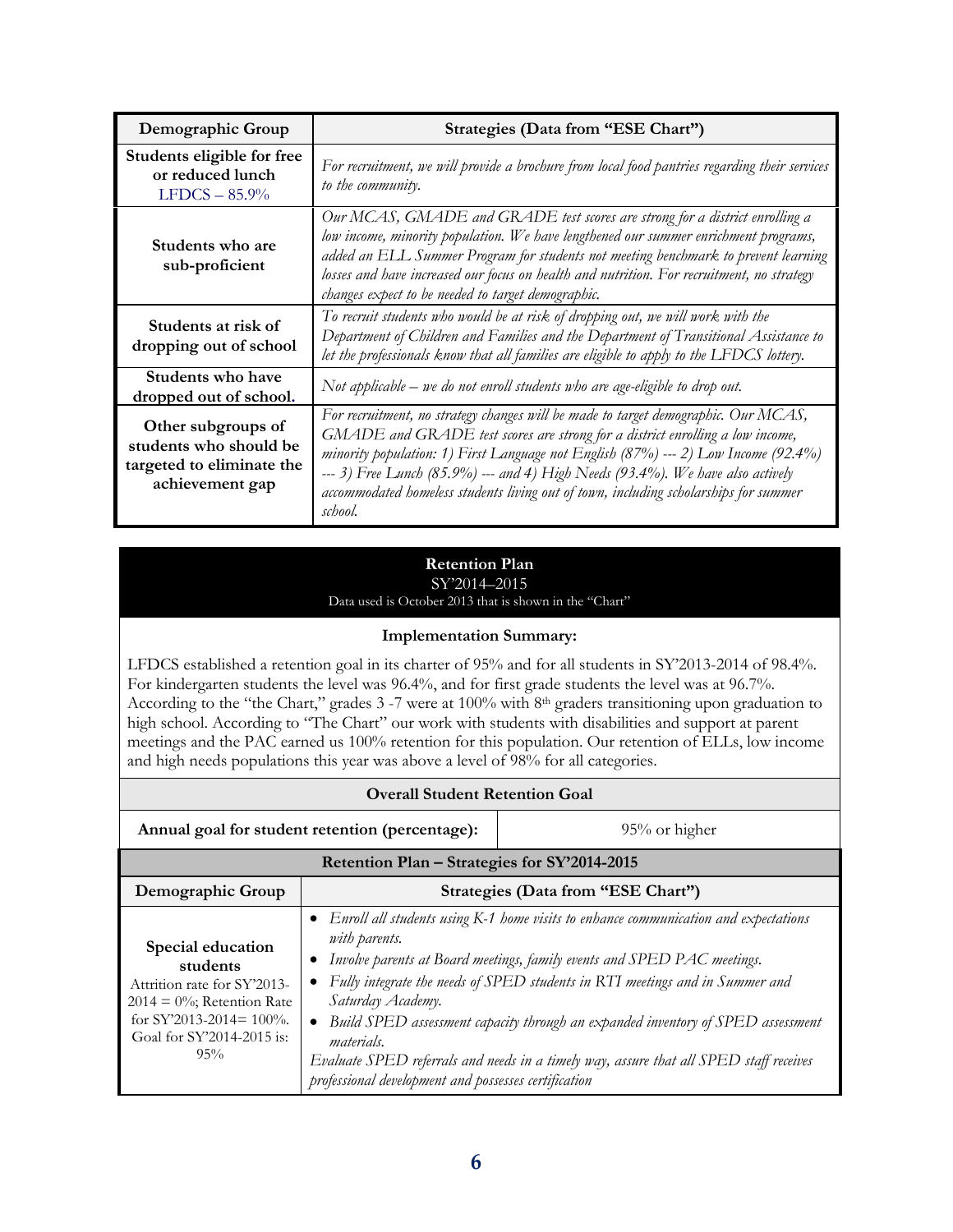| Demographic Group | Strategies (Data from "ESE Chart") |
|---|---|
| **Students eligible for free or reduced lunch** LFDCS – 85.9% | *For recruitment, we will provide a brochure from local food pantries regarding their services to the community.* |
| **Students who are sub-proficient** | *Our MCAS, GMADE and GRADE test scores are strong for a district enrolling a low income, minority population. We have lengthened our summer enrichment programs, added an ELL Summer Program for students not meeting benchmark to prevent learning losses and have increased our focus on health and nutrition. For recruitment, no strategy changes expect to be needed to target demographic.* |
| **Students at risk of dropping out of school** | *To recruit students who would be at risk of dropping out, we will work with the Department of Children and Families and the Department of Transitional Assistance to let the professionals know that all families are eligible to apply to the LFDCS lottery.* |
| **Students who have dropped out of school.** | *Not applicable – we do not enroll students who are age-eligible to drop out.* |
| **Other subgroups of students who should be targeted to eliminate the achievement gap** | *For recruitment, no strategy changes will be made to target demographic. Our MCAS, GMADE and GRADE test scores are strong for a district enrolling a low income, minority population: 1) First Language not English (87%) --- 2) Low Income (92.4%) --- 3) Free Lunch (85.9%) --- and 4) High Needs (93.4%). We have also actively accommodated homeless students living out of town, including scholarships for summer school.* |

## Retention Plan

SY'2014–2015

Data used is October 2013 that is shown in the "Chart"

**Implementation Summary:**

LFDCS established a retention goal in its charter of 95% and for all students in SY'2013-2014 of 98.4%. For kindergarten students the level was 96.4%, and for first grade students the level was at 96.7%. According to the "the Chart," grades 3 -7 were at 100% with 8th graders transitioning upon graduation to high school. According to "The Chart" our work with students with disabilities and support at parent meetings and the PAC earned us 100% retention for this population. Our retention of ELLs, low income and high needs populations this year was above a level of 98% for all categories.

**Overall Student Retention Goal**

| Annual goal for student retention (percentage): | 95% or higher |
|---|---|

**Retention Plan – Strategies for SY'2014-2015**

| Demographic Group | Strategies (Data from "ESE Chart") |
|---|---|
| **Special education students** Attrition rate for SY'2013-2014 = 0%; Retention Rate for SY'2013-2014= 100%. Goal for SY'2014-2015 is: 95% | • *Enroll all students using K-1 home visits to enhance communication and expectations with parents.* • *Involve parents at Board meetings, family events and SPED PAC meetings.* • *Fully integrate the needs of SPED students in RTI meetings and in Summer and Saturday Academy.* • *Build SPED assessment capacity through an expanded inventory of SPED assessment materials.* *Evaluate SPED referrals and needs in a timely way, assure that all SPED staff receives professional development and possesses certification* |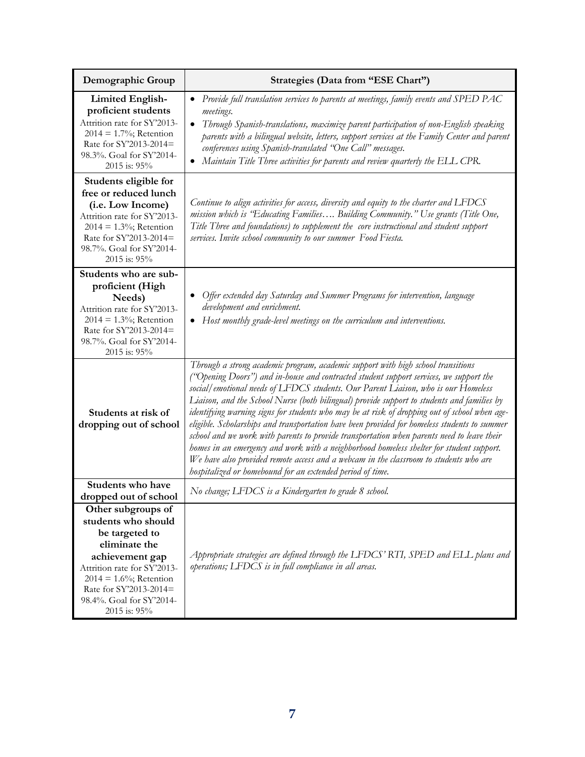| Demographic Group | Strategies (Data from "ESE Chart") |
|---|---|
| **Limited English-proficient students** Attrition rate for SY'2013-2014 = 1.7%; Retention Rate for SY'2013-2014= 98.3%. Goal for SY'2014-2015 is: 95% | • *Provide full translation services to parents at meetings, family events and SPED PAC meetings.* <br> • *Through Spanish-translations, maximize parent participation of non-English speaking parents with a bilingual website, letters, support services at the Family Center and parent conferences using Spanish-translated "One Call" messages.* <br> • *Maintain Title Three activities for parents and review quarterly the ELL CPR.* |
| **Students eligible for free or reduced lunch (i.e. Low Income)** Attrition rate for SY'2013-2014 = 1.3%; Retention Rate for SY'2013-2014= 98.7%. Goal for SY'2014-2015 is: 95% | *Continue to align activities for access, diversity and equity to the charter and LFDCS mission which is "Educating Families…. Building Community." Use grants (Title One, Title Three and foundations) to supplement the core instructional and student support services. Invite school community to our summer Food Fiesta.* |
| **Students who are sub-proficient (High Needs)** Attrition rate for SY'2013-2014 = 1.3%; Retention Rate for SY'2013-2014= 98.7%. Goal for SY'2014-2015 is: 95% | • *Offer extended day Saturday and Summer Programs for intervention, language development and enrichment.* <br> • *Host monthly grade-level meetings on the curriculum and interventions.* |
| **Students at risk of dropping out of school** | *Through a strong academic program, academic support with high school transitions ("Opening Doors") and in-house and contracted student support services, we support the social/emotional needs of LFDCS students. Our Parent Liaison, who is our Homeless Liaison, and the School Nurse (both bilingual) provide support to students and families by identifying warning signs for students who may be at risk of dropping out of school when age-eligible. Scholarships and transportation have been provided for homeless students to summer school and we work with parents to provide transportation when parents need to leave their homes in an emergency and work with a neighborhood homeless shelter for student support. We have also provided remote access and a webcam in the classroom to students who are hospitalized or homebound for an extended period of time.* |
| **Students who have dropped out of school** | *No change; LFDCS is a Kindergarten to grade 8 school.* |
| **Other subgroups of students who should be targeted to eliminate the achievement gap** Attrition rate for SY'2013-2014 = 1.6%; Retention Rate for SY'2013-2014= 98.4%. Goal for SY'2014-2015 is: 95% | *Appropriate strategies are defined through the LFDCS' RTI, SPED and ELL plans and operations; LFDCS is in full compliance in all areas.* |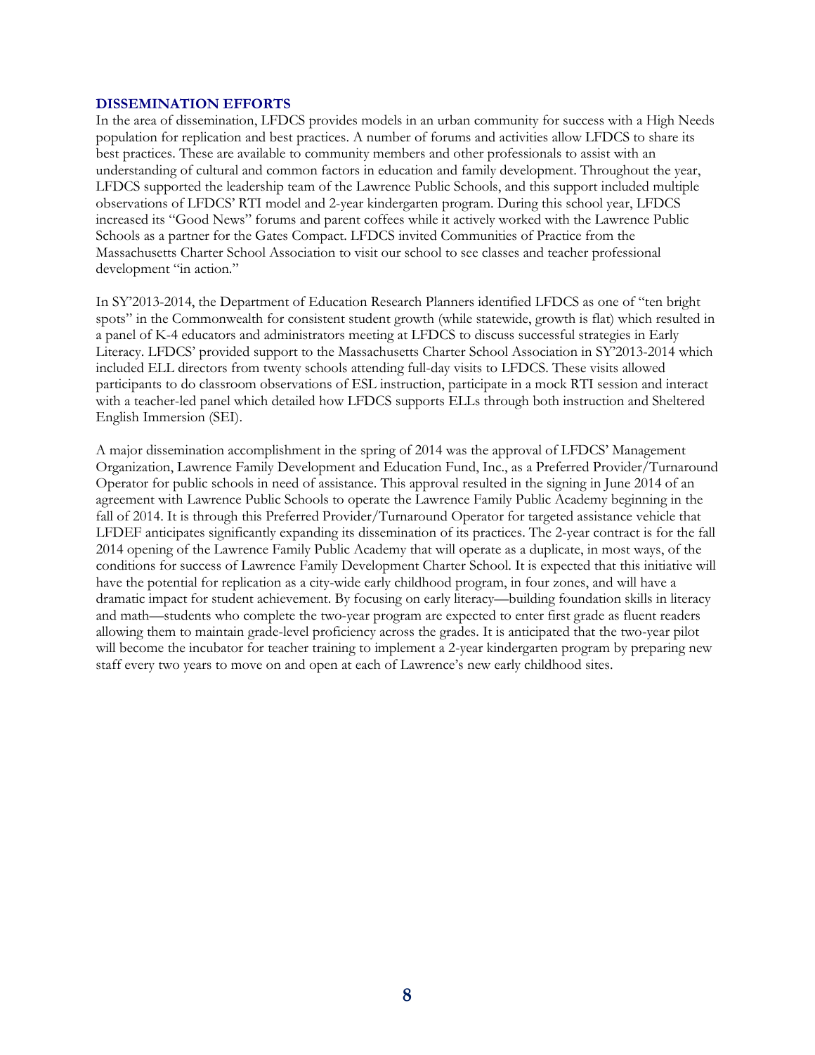## DISSEMINATION EFFORTS

In the area of dissemination, LFDCS provides models in an urban community for success with a High Needs population for replication and best practices. A number of forums and activities allow LFDCS to share its best practices. These are available to community members and other professionals to assist with an understanding of cultural and common factors in education and family development. Throughout the year, LFDCS supported the leadership team of the Lawrence Public Schools, and this support included multiple observations of LFDCS' RTI model and 2-year kindergarten program. During this school year, LFDCS increased its "Good News" forums and parent coffees while it actively worked with the Lawrence Public Schools as a partner for the Gates Compact. LFDCS invited Communities of Practice from the Massachusetts Charter School Association to visit our school to see classes and teacher professional development "in action."

In SY'2013-2014, the Department of Education Research Planners identified LFDCS as one of "ten bright spots" in the Commonwealth for consistent student growth (while statewide, growth is flat) which resulted in a panel of K-4 educators and administrators meeting at LFDCS to discuss successful strategies in Early Literacy. LFDCS' provided support to the Massachusetts Charter School Association in SY'2013-2014 which included ELL directors from twenty schools attending full-day visits to LFDCS. These visits allowed participants to do classroom observations of ESL instruction, participate in a mock RTI session and interact with a teacher-led panel which detailed how LFDCS supports ELLs through both instruction and Sheltered English Immersion (SEI).

A major dissemination accomplishment in the spring of 2014 was the approval of LFDCS' Management Organization, Lawrence Family Development and Education Fund, Inc., as a Preferred Provider/Turnaround Operator for public schools in need of assistance. This approval resulted in the signing in June 2014 of an agreement with Lawrence Public Schools to operate the Lawrence Family Public Academy beginning in the fall of 2014. It is through this Preferred Provider/Turnaround Operator for targeted assistance vehicle that LFDEF anticipates significantly expanding its dissemination of its practices. The 2-year contract is for the fall 2014 opening of the Lawrence Family Public Academy that will operate as a duplicate, in most ways, of the conditions for success of Lawrence Family Development Charter School. It is expected that this initiative will have the potential for replication as a city-wide early childhood program, in four zones, and will have a dramatic impact for student achievement. By focusing on early literacy—building foundation skills in literacy and math—students who complete the two-year program are expected to enter first grade as fluent readers allowing them to maintain grade-level proficiency across the grades. It is anticipated that the two-year pilot will become the incubator for teacher training to implement a 2-year kindergarten program by preparing new staff every two years to move on and open at each of Lawrence's new early childhood sites.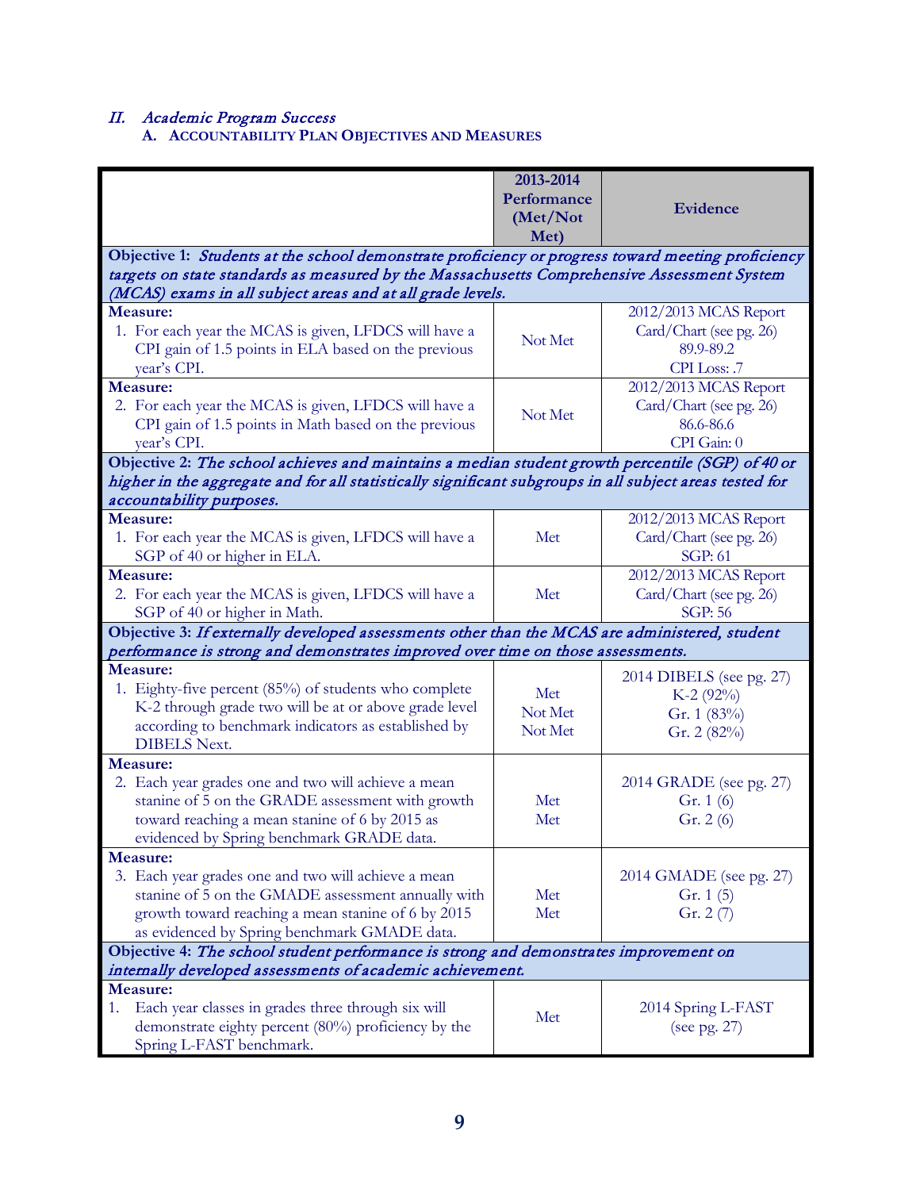## *II. Academic Program Success*

### A. Accountability Plan Objectives and Measures

| | 2013-2014 Performance (Met/Not Met) | Evidence |
|---|---|---|
| **Objective 1:** *Students at the school demonstrate proficiency or progress toward meeting proficiency targets on state standards as measured by the Massachusetts Comprehensive Assessment System (MCAS) exams in all subject areas and at all grade levels.* | | |
| **Measure:** 1. For each year the MCAS is given, LFDCS will have a CPI gain of 1.5 points in ELA based on the previous year's CPI. | Not Met | 2012/2013 MCAS Report Card/Chart (see pg. 26) 89.9-89.2 CPI Loss: .7 |
| **Measure:** 2. For each year the MCAS is given, LFDCS will have a CPI gain of 1.5 points in Math based on the previous year's CPI. | Not Met | 2012/2013 MCAS Report Card/Chart (see pg. 26) 86.6-86.6 CPI Gain: 0 |
| **Objective 2:** *The school achieves and maintains a median student growth percentile (SGP) of 40 or higher in the aggregate and for all statistically significant subgroups in all subject areas tested for accountability purposes.* | | |
| **Measure:** 1. For each year the MCAS is given, LFDCS will have a SGP of 40 or higher in ELA. | Met | 2012/2013 MCAS Report Card/Chart (see pg. 26) SGP: 61 |
| **Measure:** 2. For each year the MCAS is given, LFDCS will have a SGP of 40 or higher in Math. | Met | 2012/2013 MCAS Report Card/Chart (see pg. 26) SGP: 56 |
| **Objective 3:** *If externally developed assessments other than the MCAS are administered, student performance is strong and demonstrates improved over time on those assessments.* | | |
| **Measure:** 1. Eighty-five percent (85%) of students who complete K-2 through grade two will be at or above grade level according to benchmark indicators as established by DIBELS Next. | Met<br>Not Met<br>Not Met | 2014 DIBELS (see pg. 27)<br>K-2 (92%)<br>Gr. 1 (83%)<br>Gr. 2 (82%) |
| **Measure:** 2. Each year grades one and two will achieve a mean stanine of 5 on the GRADE assessment with growth toward reaching a mean stanine of 6 by 2015 as evidenced by Spring benchmark GRADE data. | Met<br>Met | 2014 GRADE (see pg. 27)<br>Gr. 1 (6)<br>Gr. 2 (6) |
| **Measure:** 3. Each year grades one and two will achieve a mean stanine of 5 on the GMADE assessment annually with growth toward reaching a mean stanine of 6 by 2015 as evidenced by Spring benchmark GMADE data. | Met<br>Met | 2014 GMADE (see pg. 27)<br>Gr. 1 (5)<br>Gr. 2 (7) |
| **Objective 4:** *The school student performance is strong and demonstrates improvement on internally developed assessments of academic achievement.* | | |
| **Measure:** 1. Each year classes in grades three through six will demonstrate eighty percent (80%) proficiency by the Spring L-FAST benchmark. | Met | 2014 Spring L-FAST (see pg. 27) |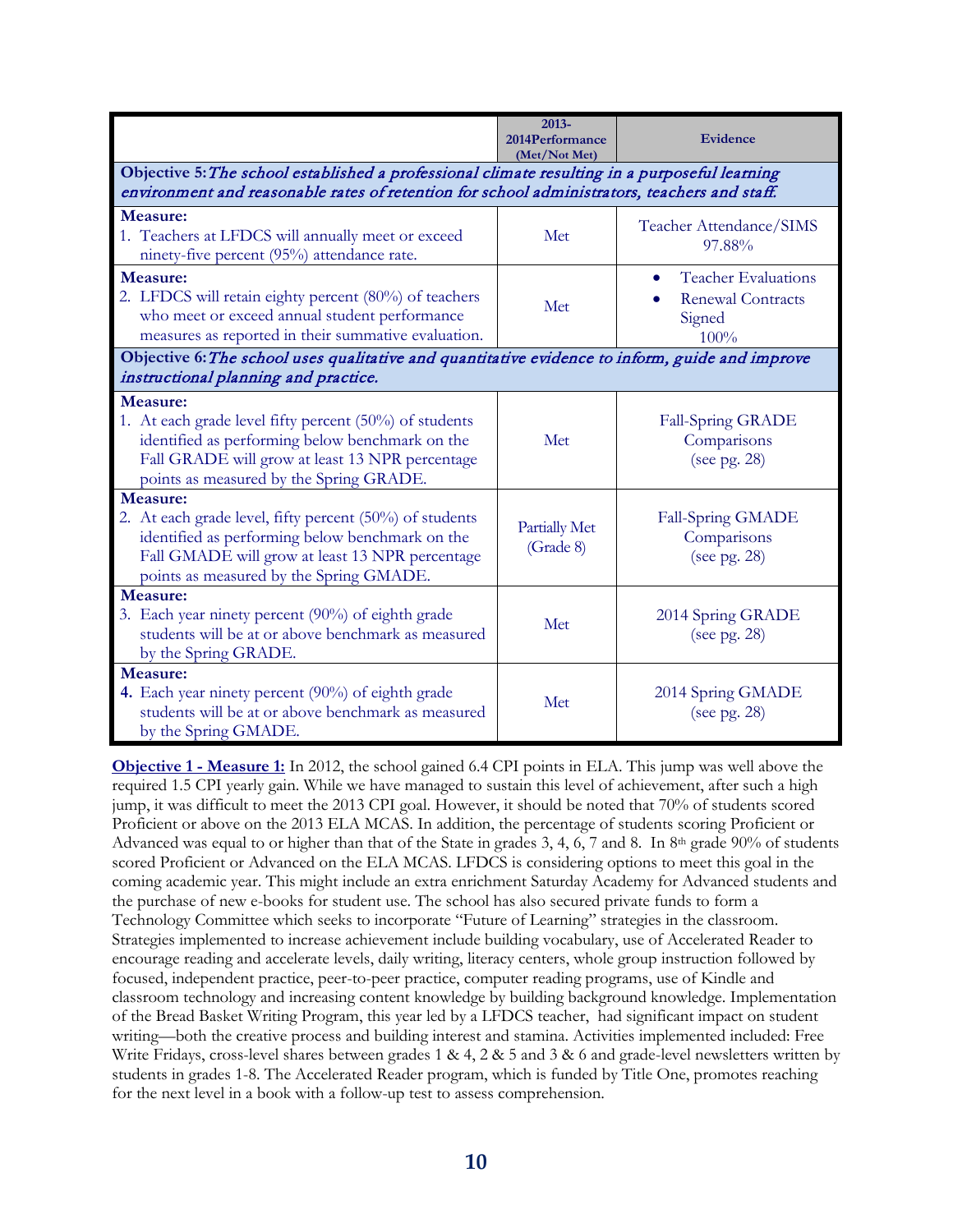| | 2013-2014Performance (Met/Not Met) | Evidence |
|---|---|---|
| **Objective 5:** *The school established a professional climate resulting in a purposeful learning environment and reasonable rates of retention for school administrators, teachers and staff.* | | |
| **Measure:** 1. Teachers at LFDCS will annually meet or exceed ninety-five percent (95%) attendance rate. | Met | Teacher Attendance/SIMS 97.88% |
| **Measure:** 2. LFDCS will retain eighty percent (80%) of teachers who meet or exceed annual student performance measures as reported in their summative evaluation. | Met | • Teacher Evaluations • Renewal Contracts Signed 100% |
| **Objective 6:** *The school uses qualitative and quantitative evidence to inform, guide and improve instructional planning and practice.* | | |
| **Measure:** 1. At each grade level fifty percent (50%) of students identified as performing below benchmark on the Fall GRADE will grow at least 13 NPR percentage points as measured by the Spring GRADE. | Met | Fall-Spring GRADE Comparisons (see pg. 28) |
| **Measure:** 2. At each grade level, fifty percent (50%) of students identified as performing below benchmark on the Fall GMADE will grow at least 13 NPR percentage points as measured by the Spring GMADE. | Partially Met (Grade 8) | Fall-Spring GMADE Comparisons (see pg. 28) |
| **Measure:** 3. Each year ninety percent (90%) of eighth grade students will be at or above benchmark as measured by the Spring GRADE. | Met | 2014 Spring GRADE (see pg. 28) |
| **Measure:** 4. Each year ninety percent (90%) of eighth grade students will be at or above benchmark as measured by the Spring GMADE. | Met | 2014 Spring GMADE (see pg. 28) |

**Objective 1 - Measure 1:** In 2012, the school gained 6.4 CPI points in ELA. This jump was well above the required 1.5 CPI yearly gain. While we have managed to sustain this level of achievement, after such a high jump, it was difficult to meet the 2013 CPI goal. However, it should be noted that 70% of students scored Proficient or above on the 2013 ELA MCAS. In addition, the percentage of students scoring Proficient or Advanced was equal to or higher than that of the State in grades 3, 4, 6, 7 and 8. In 8th grade 90% of students scored Proficient or Advanced on the ELA MCAS. LFDCS is considering options to meet this goal in the coming academic year. This might include an extra enrichment Saturday Academy for Advanced students and the purchase of new e-books for student use. The school has also secured private funds to form a Technology Committee which seeks to incorporate "Future of Learning" strategies in the classroom. Strategies implemented to increase achievement include building vocabulary, use of Accelerated Reader to encourage reading and accelerate levels, daily writing, literacy centers, whole group instruction followed by focused, independent practice, peer-to-peer practice, computer reading programs, use of Kindle and classroom technology and increasing content knowledge by building background knowledge. Implementation of the Bread Basket Writing Program, this year led by a LFDCS teacher, had significant impact on student writing—both the creative process and building interest and stamina. Activities implemented included: Free Write Fridays, cross-level shares between grades 1 & 4, 2 & 5 and 3 & 6 and grade-level newsletters written by students in grades 1-8. The Accelerated Reader program, which is funded by Title One, promotes reaching for the next level in a book with a follow-up test to assess comprehension.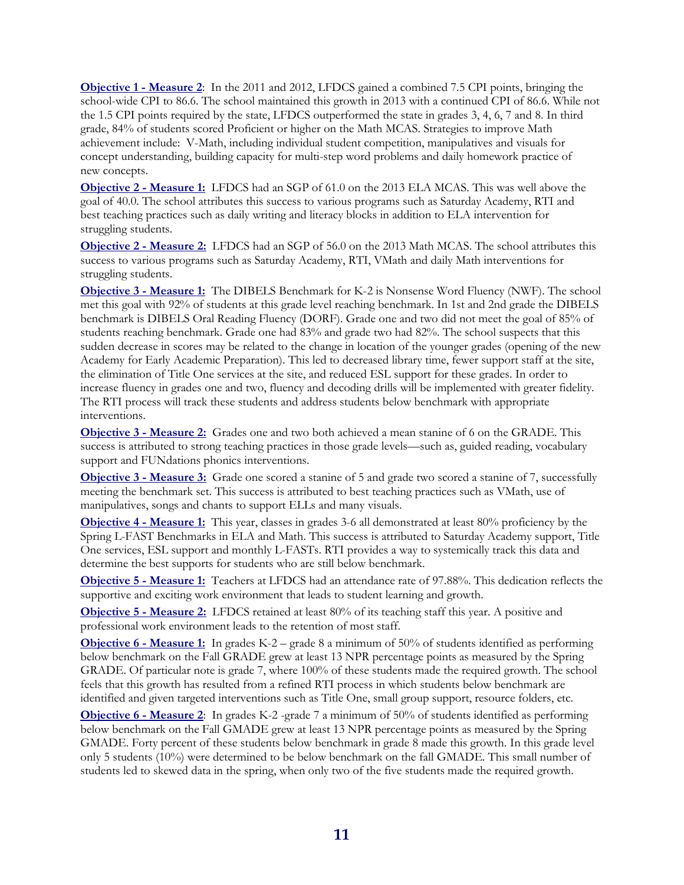**Objective 1 - Measure 2**: In the 2011 and 2012, LFDCS gained a combined 7.5 CPI points, bringing the school-wide CPI to 86.6. The school maintained this growth in 2013 with a continued CPI of 86.6. While not the 1.5 CPI points required by the state, LFDCS outperformed the state in grades 3, 4, 6, 7 and 8. In third grade, 84% of students scored Proficient or higher on the Math MCAS. Strategies to improve Math achievement include: V-Math, including individual student competition, manipulatives and visuals for concept understanding, building capacity for multi-step word problems and daily homework practice of new concepts.

**Objective 2 - Measure 1:** LFDCS had an SGP of 61.0 on the 2013 ELA MCAS. This was well above the goal of 40.0. The school attributes this success to various programs such as Saturday Academy, RTI and best teaching practices such as daily writing and literacy blocks in addition to ELA intervention for struggling students.

**Objective 2 - Measure 2:** LFDCS had an SGP of 56.0 on the 2013 Math MCAS. The school attributes this success to various programs such as Saturday Academy, RTI, VMath and daily Math interventions for struggling students.

**Objective 3 - Measure 1:** The DIBELS Benchmark for K-2 is Nonsense Word Fluency (NWF). The school met this goal with 92% of students at this grade level reaching benchmark. In 1st and 2nd grade the DIBELS benchmark is DIBELS Oral Reading Fluency (DORF). Grade one and two did not meet the goal of 85% of students reaching benchmark. Grade one had 83% and grade two had 82%. The school suspects that this sudden decrease in scores may be related to the change in location of the younger grades (opening of the new Academy for Early Academic Preparation). This led to decreased library time, fewer support staff at the site, the elimination of Title One services at the site, and reduced ESL support for these grades. In order to increase fluency in grades one and two, fluency and decoding drills will be implemented with greater fidelity. The RTI process will track these students and address students below benchmark with appropriate interventions.

**Objective 3 - Measure 2:** Grades one and two both achieved a mean stanine of 6 on the GRADE. This success is attributed to strong teaching practices in those grade levels—such as, guided reading, vocabulary support and FUNdations phonics interventions.

**Objective 3 - Measure 3:** Grade one scored a stanine of 5 and grade two scored a stanine of 7, successfully meeting the benchmark set. This success is attributed to best teaching practices such as VMath, use of manipulatives, songs and chants to support ELLs and many visuals.

**Objective 4 - Measure 1:** This year, classes in grades 3-6 all demonstrated at least 80% proficiency by the Spring L-FAST Benchmarks in ELA and Math. This success is attributed to Saturday Academy support, Title One services, ESL support and monthly L-FASTs. RTI provides a way to systemically track this data and determine the best supports for students who are still below benchmark.

**Objective 5 - Measure 1:** Teachers at LFDCS had an attendance rate of 97.88%. This dedication reflects the supportive and exciting work environment that leads to student learning and growth.

**Objective 5 - Measure 2:** LFDCS retained at least 80% of its teaching staff this year. A positive and professional work environment leads to the retention of most staff.

**Objective 6 - Measure 1:** In grades K-2 – grade 8 a minimum of 50% of students identified as performing below benchmark on the Fall GRADE grew at least 13 NPR percentage points as measured by the Spring GRADE. Of particular note is grade 7, where 100% of these students made the required growth. The school feels that this growth has resulted from a refined RTI process in which students below benchmark are identified and given targeted interventions such as Title One, small group support, resource folders, etc.

**Objective 6 - Measure 2**: In grades K-2 -grade 7 a minimum of 50% of students identified as performing below benchmark on the Fall GMADE grew at least 13 NPR percentage points as measured by the Spring GMADE. Forty percent of these students below benchmark in grade 8 made this growth. In this grade level only 5 students (10%) were determined to be below benchmark on the fall GMADE. This small number of students led to skewed data in the spring, when only two of the five students made the required growth.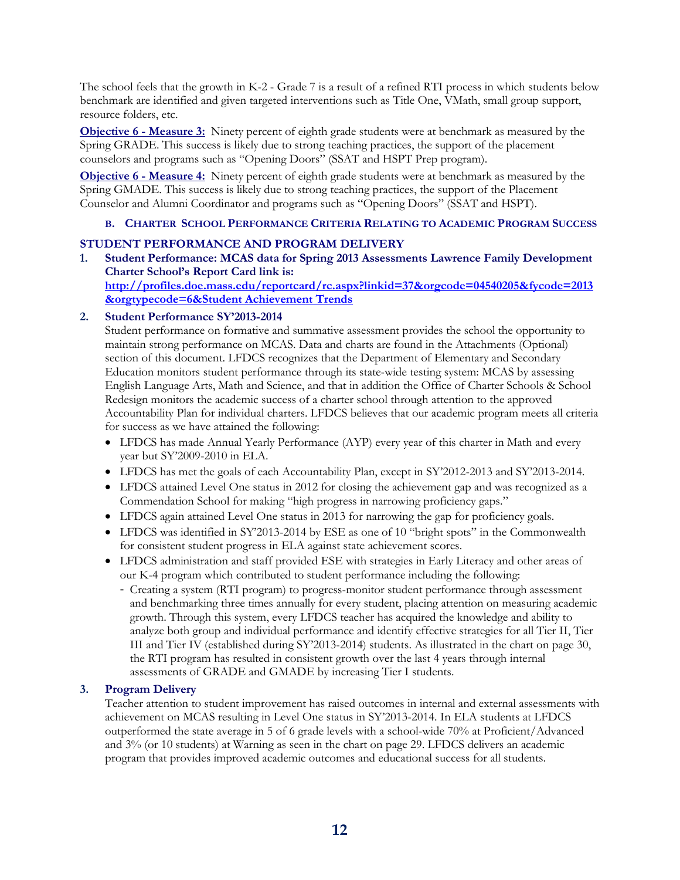The school feels that the growth in K-2 - Grade 7 is a result of a refined RTI process in which students below benchmark are identified and given targeted interventions such as Title One, VMath, small group support, resource folders, etc.

**Objective 6 - Measure 3:** Ninety percent of eighth grade students were at benchmark as measured by the Spring GRADE. This success is likely due to strong teaching practices, the support of the placement counselors and programs such as "Opening Doors" (SSAT and HSPT Prep program).

**Objective 6 - Measure 4:** Ninety percent of eighth grade students were at benchmark as measured by the Spring GMADE. This success is likely due to strong teaching practices, the support of the Placement Counselor and Alumni Coordinator and programs such as "Opening Doors" (SSAT and HSPT).

### B. Charter School Performance Criteria Relating to Academic Program Success

## STUDENT PERFORMANCE AND PROGRAM DELIVERY

1. **Student Performance: MCAS data for Spring 2013 Assessments Lawrence Family Development Charter School's Report Card link is:** **http://profiles.doe.mass.edu/reportcard/rc.aspx?linkid=37&orgcode=04540205&fycode=2013&orgtypecode=6&Student Achievement Trends**

2. **Student Performance SY'2013-2014**

   Student performance on formative and summative assessment provides the school the opportunity to maintain strong performance on MCAS. Data and charts are found in the Attachments (Optional) section of this document. LFDCS recognizes that the Department of Elementary and Secondary Education monitors student performance through its state-wide testing system: MCAS by assessing English Language Arts, Math and Science, and that in addition the Office of Charter Schools & School Redesign monitors the academic success of a charter school through attention to the approved Accountability Plan for individual charters. LFDCS believes that our academic program meets all criteria for success as we have attained the following:

   - LFDCS has made Annual Yearly Performance (AYP) every year of this charter in Math and every year but SY'2009-2010 in ELA.
   - LFDCS has met the goals of each Accountability Plan, except in SY'2012-2013 and SY'2013-2014.
   - LFDCS attained Level One status in 2012 for closing the achievement gap and was recognized as a Commendation School for making "high progress in narrowing proficiency gaps."
   - LFDCS again attained Level One status in 2013 for narrowing the gap for proficiency goals.
   - LFDCS was identified in SY'2013-2014 by ESE as one of 10 "bright spots" in the Commonwealth for consistent student progress in ELA against state achievement scores.
   - LFDCS administration and staff provided ESE with strategies in Early Literacy and other areas of our K-4 program which contributed to student performance including the following:
     - Creating a system (RTI program) to progress-monitor student performance through assessment and benchmarking three times annually for every student, placing attention on measuring academic growth. Through this system, every LFDCS teacher has acquired the knowledge and ability to analyze both group and individual performance and identify effective strategies for all Tier II, Tier III and Tier IV (established during SY'2013-2014) students. As illustrated in the chart on page 30, the RTI program has resulted in consistent growth over the last 4 years through internal assessments of GRADE and GMADE by increasing Tier I students.

3. **Program Delivery**

   Teacher attention to student improvement has raised outcomes in internal and external assessments with achievement on MCAS resulting in Level One status in SY'2013-2014. In ELA students at LFDCS outperformed the state average in 5 of 6 grade levels with a school-wide 70% at Proficient/Advanced and 3% (or 10 students) at Warning as seen in the chart on page 29. LFDCS delivers an academic program that provides improved academic outcomes and educational success for all students.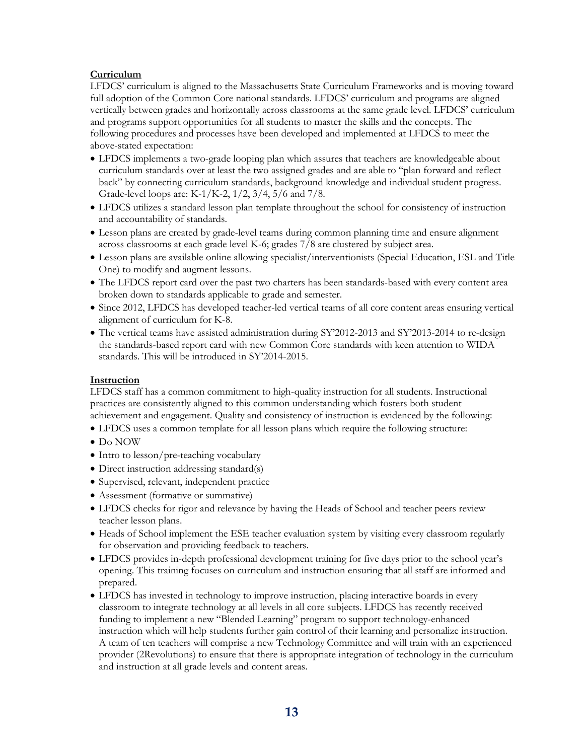**Curriculum**

LFDCS' curriculum is aligned to the Massachusetts State Curriculum Frameworks and is moving toward full adoption of the Common Core national standards. LFDCS' curriculum and programs are aligned vertically between grades and horizontally across classrooms at the same grade level. LFDCS' curriculum and programs support opportunities for all students to master the skills and the concepts. The following procedures and processes have been developed and implemented at LFDCS to meet the above-stated expectation:

- LFDCS implements a two-grade looping plan which assures that teachers are knowledgeable about curriculum standards over at least the two assigned grades and are able to "plan forward and reflect back" by connecting curriculum standards, background knowledge and individual student progress. Grade-level loops are: K-1/K-2, 1/2, 3/4, 5/6 and 7/8.
- LFDCS utilizes a standard lesson plan template throughout the school for consistency of instruction and accountability of standards.
- Lesson plans are created by grade-level teams during common planning time and ensure alignment across classrooms at each grade level K-6; grades 7/8 are clustered by subject area.
- Lesson plans are available online allowing specialist/interventionists (Special Education, ESL and Title One) to modify and augment lessons.
- The LFDCS report card over the past two charters has been standards-based with every content area broken down to standards applicable to grade and semester.
- Since 2012, LFDCS has developed teacher-led vertical teams of all core content areas ensuring vertical alignment of curriculum for K-8.
- The vertical teams have assisted administration during SY'2012-2013 and SY'2013-2014 to re-design the standards-based report card with new Common Core standards with keen attention to WIDA standards. This will be introduced in SY'2014-2015.

**Instruction**

LFDCS staff has a common commitment to high-quality instruction for all students. Instructional practices are consistently aligned to this common understanding which fosters both student achievement and engagement. Quality and consistency of instruction is evidenced by the following:

- LFDCS uses a common template for all lesson plans which require the following structure:
- Do NOW
- Intro to lesson/pre-teaching vocabulary
- Direct instruction addressing standard(s)
- Supervised, relevant, independent practice
- Assessment (formative or summative)
- LFDCS checks for rigor and relevance by having the Heads of School and teacher peers review teacher lesson plans.
- Heads of School implement the ESE teacher evaluation system by visiting every classroom regularly for observation and providing feedback to teachers.
- LFDCS provides in-depth professional development training for five days prior to the school year's opening. This training focuses on curriculum and instruction ensuring that all staff are informed and prepared.
- LFDCS has invested in technology to improve instruction, placing interactive boards in every classroom to integrate technology at all levels in all core subjects. LFDCS has recently received funding to implement a new "Blended Learning" program to support technology-enhanced instruction which will help students further gain control of their learning and personalize instruction. A team of ten teachers will comprise a new Technology Committee and will train with an experienced provider (2Revolutions) to ensure that there is appropriate integration of technology in the curriculum and instruction at all grade levels and content areas.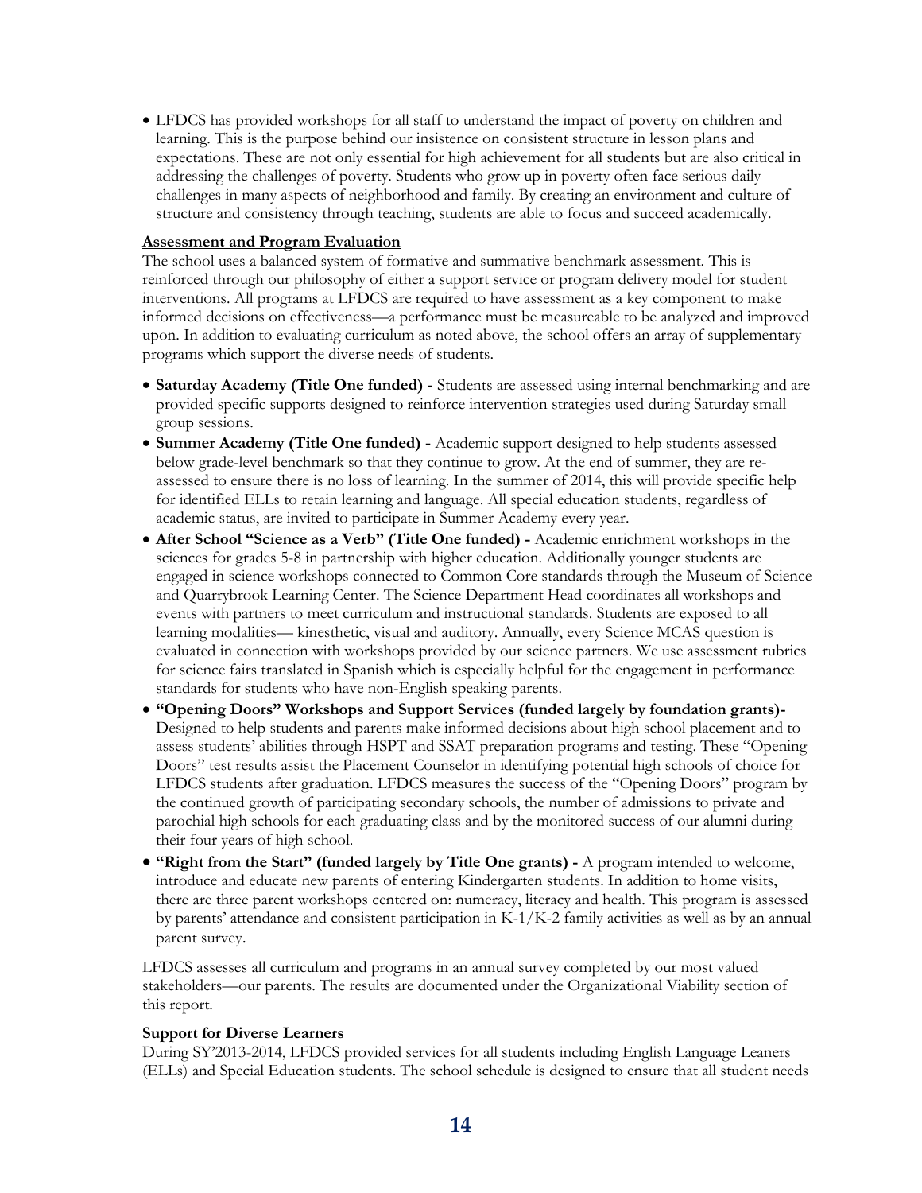- LFDCS has provided workshops for all staff to understand the impact of poverty on children and learning. This is the purpose behind our insistence on consistent structure in lesson plans and expectations. These are not only essential for high achievement for all students but are also critical in addressing the challenges of poverty. Students who grow up in poverty often face serious daily challenges in many aspects of neighborhood and family. By creating an environment and culture of structure and consistency through teaching, students are able to focus and succeed academically.

**Assessment and Program Evaluation**

The school uses a balanced system of formative and summative benchmark assessment. This is reinforced through our philosophy of either a support service or program delivery model for student interventions. All programs at LFDCS are required to have assessment as a key component to make informed decisions on effectiveness—a performance must be measureable to be analyzed and improved upon. In addition to evaluating curriculum as noted above, the school offers an array of supplementary programs which support the diverse needs of students.

- **Saturday Academy (Title One funded) -** Students are assessed using internal benchmarking and are provided specific supports designed to reinforce intervention strategies used during Saturday small group sessions.
- **Summer Academy (Title One funded) -** Academic support designed to help students assessed below grade-level benchmark so that they continue to grow. At the end of summer, they are re-assessed to ensure there is no loss of learning. In the summer of 2014, this will provide specific help for identified ELLs to retain learning and language. All special education students, regardless of academic status, are invited to participate in Summer Academy every year.
- **After School "Science as a Verb" (Title One funded) -** Academic enrichment workshops in the sciences for grades 5-8 in partnership with higher education. Additionally younger students are engaged in science workshops connected to Common Core standards through the Museum of Science and Quarrybrook Learning Center. The Science Department Head coordinates all workshops and events with partners to meet curriculum and instructional standards. Students are exposed to all learning modalities— kinesthetic, visual and auditory. Annually, every Science MCAS question is evaluated in connection with workshops provided by our science partners. We use assessment rubrics for science fairs translated in Spanish which is especially helpful for the engagement in performance standards for students who have non-English speaking parents.
- **"Opening Doors" Workshops and Support Services (funded largely by foundation grants)-** Designed to help students and parents make informed decisions about high school placement and to assess students' abilities through HSPT and SSAT preparation programs and testing. These "Opening Doors" test results assist the Placement Counselor in identifying potential high schools of choice for LFDCS students after graduation. LFDCS measures the success of the "Opening Doors" program by the continued growth of participating secondary schools, the number of admissions to private and parochial high schools for each graduating class and by the monitored success of our alumni during their four years of high school.
- **"Right from the Start" (funded largely by Title One grants) -** A program intended to welcome, introduce and educate new parents of entering Kindergarten students. In addition to home visits, there are three parent workshops centered on: numeracy, literacy and health. This program is assessed by parents' attendance and consistent participation in K-1/K-2 family activities as well as by an annual parent survey.

LFDCS assesses all curriculum and programs in an annual survey completed by our most valued stakeholders—our parents. The results are documented under the Organizational Viability section of this report.

**Support for Diverse Learners**

During SY'2013-2014, LFDCS provided services for all students including English Language Leaners (ELLs) and Special Education students. The school schedule is designed to ensure that all student needs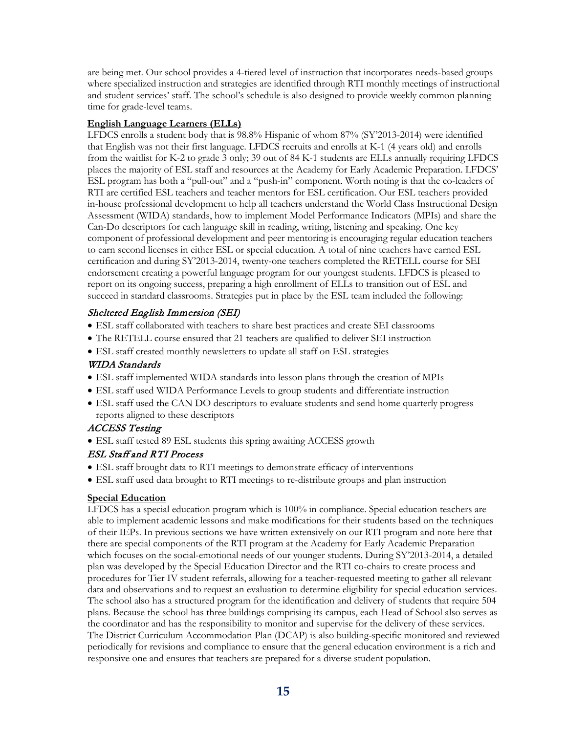are being met. Our school provides a 4-tiered level of instruction that incorporates needs-based groups where specialized instruction and strategies are identified through RTI monthly meetings of instructional and student services' staff. The school's schedule is also designed to provide weekly common planning time for grade-level teams.

**English Language Learners (ELLs)**

LFDCS enrolls a student body that is 98.8% Hispanic of whom 87% (SY'2013-2014) were identified that English was not their first language. LFDCS recruits and enrolls at K-1 (4 years old) and enrolls from the waitlist for K-2 to grade 3 only; 39 out of 84 K-1 students are ELLs annually requiring LFDCS places the majority of ESL staff and resources at the Academy for Early Academic Preparation. LFDCS' ESL program has both a "pull-out" and a "push-in" component. Worth noting is that the co-leaders of RTI are certified ESL teachers and teacher mentors for ESL certification. Our ESL teachers provided in-house professional development to help all teachers understand the World Class Instructional Design Assessment (WIDA) standards, how to implement Model Performance Indicators (MPIs) and share the Can-Do descriptors for each language skill in reading, writing, listening and speaking. One key component of professional development and peer mentoring is encouraging regular education teachers to earn second licenses in either ESL or special education. A total of nine teachers have earned ESL certification and during SY'2013-2014, twenty-one teachers completed the RETELL course for SEI endorsement creating a powerful language program for our youngest students. LFDCS is pleased to report on its ongoing success, preparing a high enrollment of ELLs to transition out of ESL and succeed in standard classrooms. Strategies put in place by the ESL team included the following:

*Sheltered English Immersion (SEI)*

- ESL staff collaborated with teachers to share best practices and create SEI classrooms
- The RETELL course ensured that 21 teachers are qualified to deliver SEI instruction
- ESL staff created monthly newsletters to update all staff on ESL strategies

*WIDA Standards*

- ESL staff implemented WIDA standards into lesson plans through the creation of MPIs
- ESL staff used WIDA Performance Levels to group students and differentiate instruction
- ESL staff used the CAN DO descriptors to evaluate students and send home quarterly progress reports aligned to these descriptors

*ACCESS Testing*

- ESL staff tested 89 ESL students this spring awaiting ACCESS growth

*ESL Staff and RTI Process*

- ESL staff brought data to RTI meetings to demonstrate efficacy of interventions
- ESL staff used data brought to RTI meetings to re-distribute groups and plan instruction

**Special Education**

LFDCS has a special education program which is 100% in compliance. Special education teachers are able to implement academic lessons and make modifications for their students based on the techniques of their IEPs. In previous sections we have written extensively on our RTI program and note here that there are special components of the RTI program at the Academy for Early Academic Preparation which focuses on the social-emotional needs of our younger students. During SY'2013-2014, a detailed plan was developed by the Special Education Director and the RTI co-chairs to create process and procedures for Tier IV student referrals, allowing for a teacher-requested meeting to gather all relevant data and observations and to request an evaluation to determine eligibility for special education services. The school also has a structured program for the identification and delivery of students that require 504 plans. Because the school has three buildings comprising its campus, each Head of School also serves as the coordinator and has the responsibility to monitor and supervise for the delivery of these services. The District Curriculum Accommodation Plan (DCAP) is also building-specific monitored and reviewed periodically for revisions and compliance to ensure that the general education environment is a rich and responsive one and ensures that teachers are prepared for a diverse student population.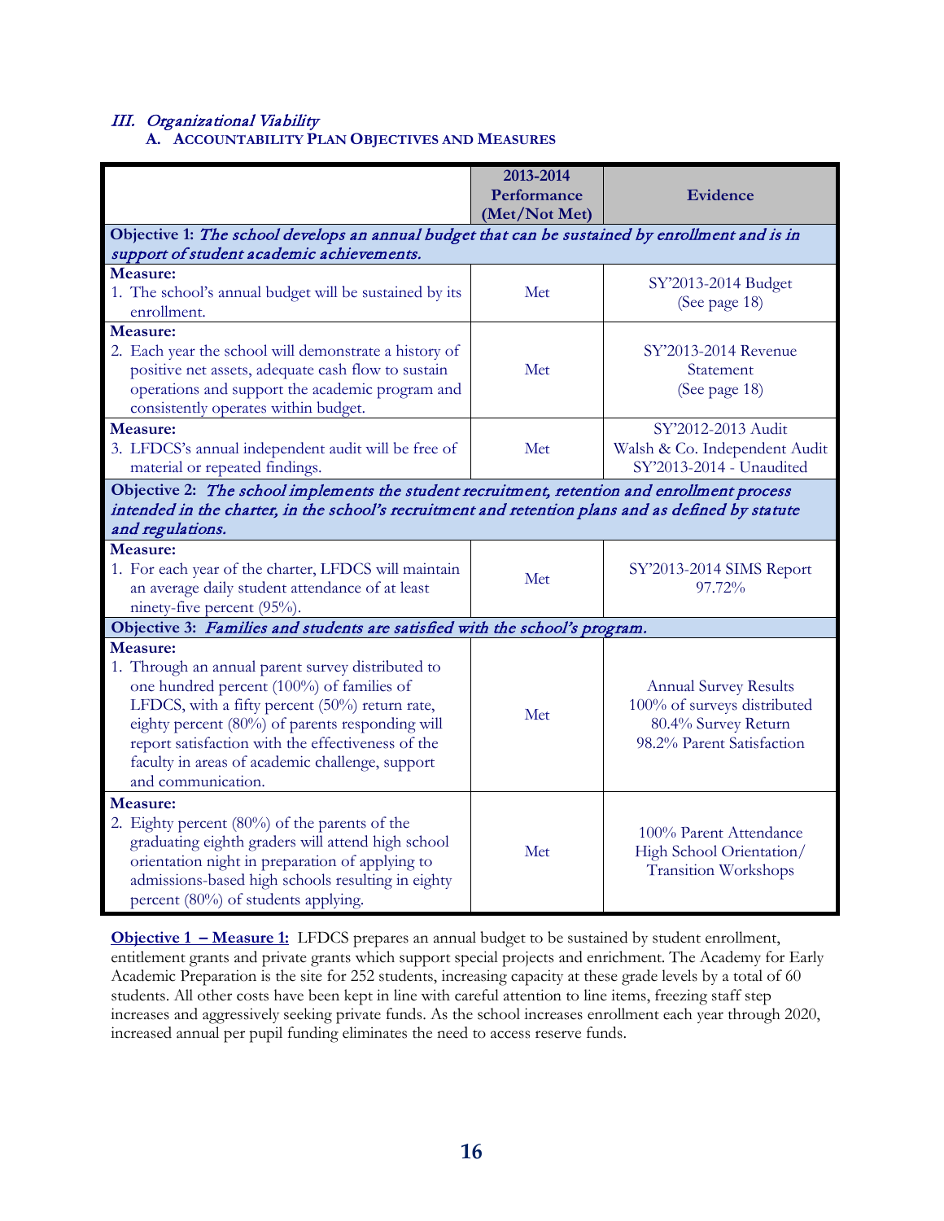## *III. Organizational Viability*

### A. Accountability Plan Objectives and Measures

| | 2013-2014 Performance (Met/Not Met) | Evidence |
|---|---|---|
| **Objective 1:** *The school develops an annual budget that can be sustained by enrollment and is in support of student academic achievements.* | | |
| **Measure:**<br>1. The school's annual budget will be sustained by its enrollment. | Met | SY'2013-2014 Budget (See page 18) |
| **Measure:**<br>2. Each year the school will demonstrate a history of positive net assets, adequate cash flow to sustain operations and support the academic program and consistently operates within budget. | Met | SY'2013-2014 Revenue Statement (See page 18) |
| **Measure:**<br>3. LFDCS's annual independent audit will be free of material or repeated findings. | Met | SY'2012-2013 Audit Walsh & Co. Independent Audit SY'2013-2014 - Unaudited |
| **Objective 2:** *The school implements the student recruitment, retention and enrollment process intended in the charter, in the school's recruitment and retention plans and as defined by statute and regulations.* | | |
| **Measure:**<br>1. For each year of the charter, LFDCS will maintain an average daily student attendance of at least ninety-five percent (95%). | Met | SY'2013-2014 SIMS Report 97.72% |
| **Objective 3:** *Families and students are satisfied with the school's program.* | | |
| **Measure:**<br>1. Through an annual parent survey distributed to one hundred percent (100%) of families of LFDCS, with a fifty percent (50%) return rate, eighty percent (80%) of parents responding will report satisfaction with the effectiveness of the faculty in areas of academic challenge, support and communication. | Met | Annual Survey Results<br>100% of surveys distributed<br>80.4% Survey Return<br>98.2% Parent Satisfaction |
| **Measure:**<br>2. Eighty percent (80%) of the parents of the graduating eighth graders will attend high school orientation night in preparation of applying to admissions-based high schools resulting in eighty percent (80%) of students applying. | Met | 100% Parent Attendance High School Orientation/ Transition Workshops |

**Objective 1 – Measure 1:** LFDCS prepares an annual budget to be sustained by student enrollment, entitlement grants and private grants which support special projects and enrichment. The Academy for Early Academic Preparation is the site for 252 students, increasing capacity at these grade levels by a total of 60 students. All other costs have been kept in line with careful attention to line items, freezing staff step increases and aggressively seeking private funds. As the school increases enrollment each year through 2020, increased annual per pupil funding eliminates the need to access reserve funds.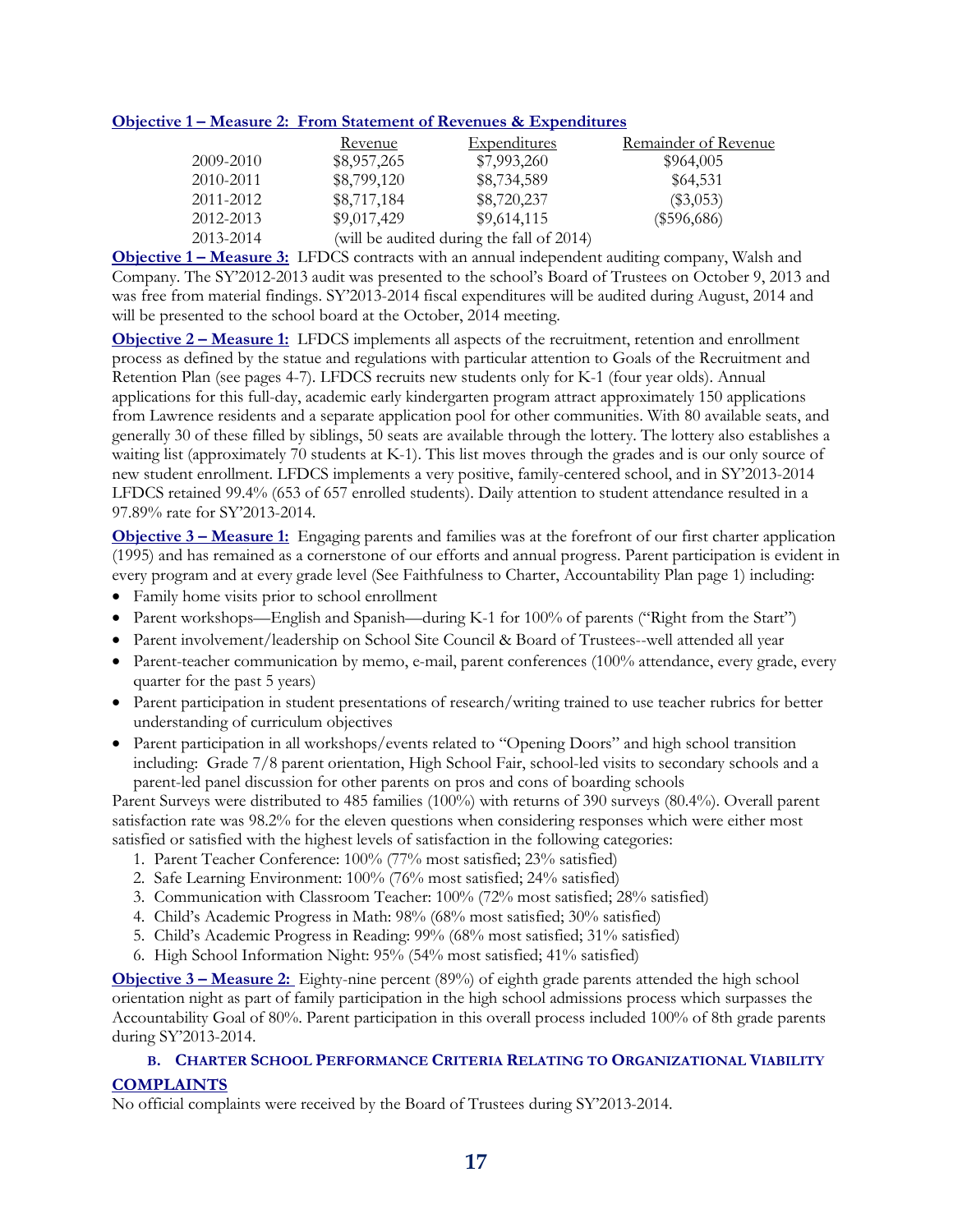**Objective 1 – Measure 2: From Statement of Revenues & Expenditures**

| | Revenue | Expenditures | Remainder of Revenue |
|---|---|---|---|
| 2009-2010 | $8,957,265 | $7,993,260 | $964,005 |
| 2010-2011 | $8,799,120 | $8,734,589 | $64,531 |
| 2011-2012 | $8,717,184 | $8,720,237 | ($3,053) |
| 2012-2013 | $9,017,429 | $9,614,115 | ($596,686) |
| 2013-2014 | (will be audited during the fall of 2014) | | |

**Objective 1 – Measure 3:** LFDCS contracts with an annual independent auditing company, Walsh and Company. The SY'2012-2013 audit was presented to the school's Board of Trustees on October 9, 2013 and was free from material findings. SY'2013-2014 fiscal expenditures will be audited during August, 2014 and will be presented to the school board at the October, 2014 meeting.

**Objective 2 – Measure 1:** LFDCS implements all aspects of the recruitment, retention and enrollment process as defined by the statue and regulations with particular attention to Goals of the Recruitment and Retention Plan (see pages 4-7). LFDCS recruits new students only for K-1 (four year olds). Annual applications for this full-day, academic early kindergarten program attract approximately 150 applications from Lawrence residents and a separate application pool for other communities. With 80 available seats, and generally 30 of these filled by siblings, 50 seats are available through the lottery. The lottery also establishes a waiting list (approximately 70 students at K-1). This list moves through the grades and is our only source of new student enrollment. LFDCS implements a very positive, family-centered school, and in SY'2013-2014 LFDCS retained 99.4% (653 of 657 enrolled students). Daily attention to student attendance resulted in a 97.89% rate for SY'2013-2014.

**Objective 3 – Measure 1:** Engaging parents and families was at the forefront of our first charter application (1995) and has remained as a cornerstone of our efforts and annual progress. Parent participation is evident in every program and at every grade level (See Faithfulness to Charter, Accountability Plan page 1) including:

- Family home visits prior to school enrollment
- Parent workshops—English and Spanish—during K-1 for 100% of parents ("Right from the Start")
- Parent involvement/leadership on School Site Council & Board of Trustees--well attended all year
- Parent-teacher communication by memo, e-mail, parent conferences (100% attendance, every grade, every quarter for the past 5 years)
- Parent participation in student presentations of research/writing trained to use teacher rubrics for better understanding of curriculum objectives
- Parent participation in all workshops/events related to "Opening Doors" and high school transition including: Grade 7/8 parent orientation, High School Fair, school-led visits to secondary schools and a parent-led panel discussion for other parents on pros and cons of boarding schools

Parent Surveys were distributed to 485 families (100%) with returns of 390 surveys (80.4%). Overall parent satisfaction rate was 98.2% for the eleven questions when considering responses which were either most satisfied or satisfied with the highest levels of satisfaction in the following categories:

1. Parent Teacher Conference: 100% (77% most satisfied; 23% satisfied)
2. Safe Learning Environment: 100% (76% most satisfied; 24% satisfied)
3. Communication with Classroom Teacher: 100% (72% most satisfied; 28% satisfied)
4. Child's Academic Progress in Math: 98% (68% most satisfied; 30% satisfied)
5. Child's Academic Progress in Reading: 99% (68% most satisfied; 31% satisfied)
6. High School Information Night: 95% (54% most satisfied; 41% satisfied)

**Objective 3 – Measure 2:** Eighty-nine percent (89%) of eighth grade parents attended the high school orientation night as part of family participation in the high school admissions process which surpasses the Accountability Goal of 80%. Parent participation in this overall process included 100% of 8th grade parents during SY'2013-2014.

### B. Charter School Performance Criteria Relating to Organizational Viability

**COMPLAINTS**

No official complaints were received by the Board of Trustees during SY'2013-2014.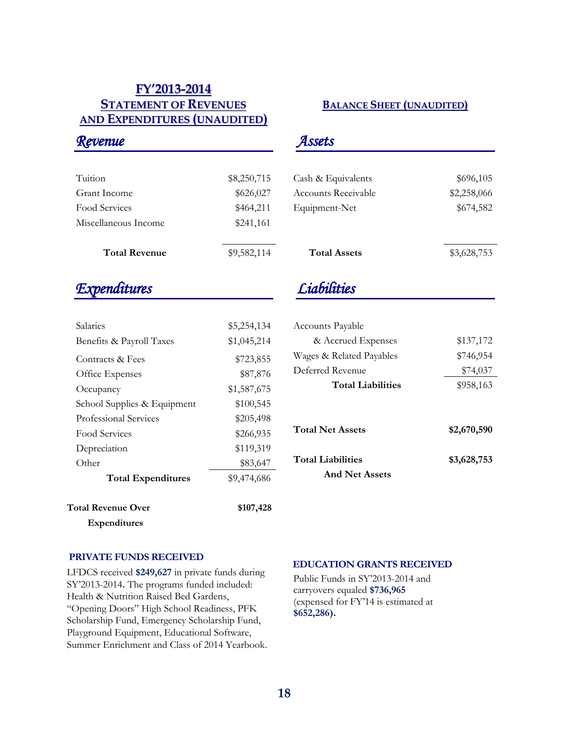## FY'2013-2014 STATEMENT OF REVENUES AND EXPENDITURES (UNAUDITED)

### *Revenue*

| | |
|---|---|
| Tuition | $8,250,715 |
| Grant Income | $626,027 |
| Food Services | $464,211 |
| Miscellaneous Income | $241,161 |
| **Total Revenue** | $9,582,114 |

### *Expenditures*

| | |
|---|---|
| Salaries | $5,254,134 |
| Benefits & Payroll Taxes | $1,045,214 |
| Contracts & Fees | $723,855 |
| Office Expenses | $87,876 |
| Occupancy | $1,587,675 |
| School Supplies & Equipment | $100,545 |
| Professional Services | $205,498 |
| Food Services | $266,935 |
| Depreciation | $119,319 |
| Other | $83,647 |
| **Total Expenditures** | $9,474,686 |
| **Total Revenue Over Expenditures** | **$107,428** |

## BALANCE SHEET (UNAUDITED)

### *Assets*

| | |
|---|---|
| Cash & Equivalents | $696,105 |
| Accounts Receivable | $2,258,066 |
| Equipment-Net | $674,582 |
| **Total Assets** | $3,628,753 |

### *Liabilities*

| | |
|---|---|
| Accounts Payable & Accrued Expenses | $137,172 |
| Wages & Related Payables | $746,954 |
| Deferred Revenue | $74,037 |
| **Total Liabilities** | $958,163 |
| **Total Net Assets** | **$2,670,590** |
| **Total Liabilities And Net Assets** | **$3,628,753** |

### PRIVATE FUNDS RECEIVED

LFDCS received **$249,627** in private funds during SY'2013-2014**.** The programs funded included: Health & Nutrition Raised Bed Gardens, "Opening Doors" High School Readiness, PFK Scholarship Fund, Emergency Scholarship Fund, Playground Equipment, Educational Software, Summer Enrichment and Class of 2014 Yearbook.

### EDUCATION GRANTS RECEIVED

Public Funds in SY'2013-2014 and carryovers equaled **$736,965** (expensed for FY'14 is estimated at **$652,286).**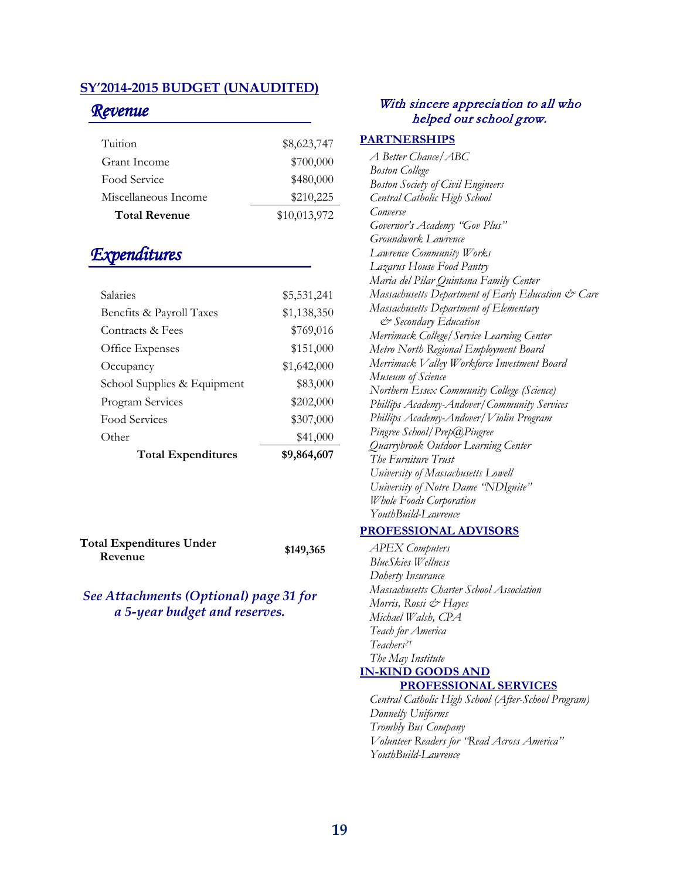## SY'2014-2015 BUDGET (UNAUDITED)

### *Revenue*

| | |
|---|---|
| Tuition | $8,623,747 |
| Grant Income | $700,000 |
| Food Service | $480,000 |
| Miscellaneous Income | $210,225 |
| **Total Revenue** | $10,013,972 |

### *Expenditures*

| | |
|---|---|
| Salaries | $5,531,241 |
| Benefits & Payroll Taxes | $1,138,350 |
| Contracts & Fees | $769,016 |
| Office Expenses | $151,000 |
| Occupancy | $1,642,000 |
| School Supplies & Equipment | $83,000 |
| Program Services | $202,000 |
| Food Services | $307,000 |
| Other | $41,000 |
| **Total Expenditures** | **$9,864,607** |

**Total Expenditures Under Revenue** **$149,365**

***See Attachments (Optional) page 31 for a 5-year budget and reserves.***

*With sincere appreciation to all who helped our school grow.*

**PARTNERSHIPS**

*A Better Chance/ABC*
*Boston College*
*Boston Society of Civil Engineers*
*Central Catholic High School*
*Converse*
*Governor's Academy "Gov Plus"*
*Groundwork Lawrence*
*Lawrence Community Works*
*Lazarus House Food Pantry*
*Maria del Pilar Quintana Family Center*
*Massachusetts Department of Early Education & Care*
*Massachusetts Department of Elementary & Secondary Education*
*Merrimack College/Service Learning Center*
*Metro North Regional Employment Board*
*Merrimack Valley Workforce Investment Board*
*Museum of Science*
*Northern Essex Community College (Science)*
*Phillips Academy-Andover/Community Services*
*Phillips Academy-Andover/Violin Program*
*Pingree School/Prep@Pingree*
*Quarrybrook Outdoor Learning Center*
*The Furniture Trust*
*University of Massachusetts Lowell*
*University of Notre Dame "NDIgnite"*
*Whole Foods Corporation*
*YouthBuild-Lawrence*

**PROFESSIONAL ADVISORS**

*APEX Computers*
*BlueSkies Wellness*
*Doherty Insurance*
*Massachusetts Charter School Association*
*Morris, Rossi & Hayes*
*Michael Walsh, CPA*
*Teach for America*
*Teachers[21]*
*The May Institute*

**IN-KIND GOODS AND PROFESSIONAL SERVICES**

*Central Catholic High School (After-School Program)*
*Donnelly Uniforms*
*Trombly Bus Company*
*Volunteer Readers for "Read Across America"*
*YouthBuild-Lawrence*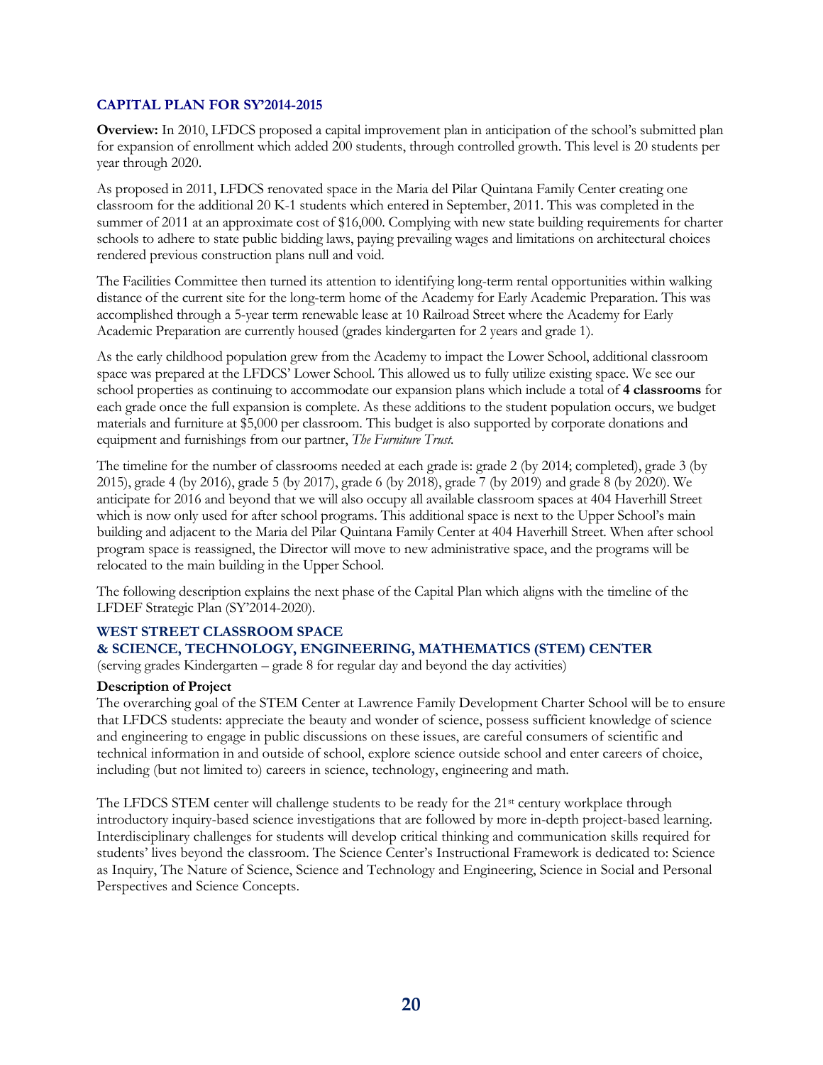## CAPITAL PLAN FOR SY'2014-2015

**Overview:** In 2010, LFDCS proposed a capital improvement plan in anticipation of the school's submitted plan for expansion of enrollment which added 200 students, through controlled growth. This level is 20 students per year through 2020.

As proposed in 2011, LFDCS renovated space in the Maria del Pilar Quintana Family Center creating one classroom for the additional 20 K-1 students which entered in September, 2011. This was completed in the summer of 2011 at an approximate cost of $16,000. Complying with new state building requirements for charter schools to adhere to state public bidding laws, paying prevailing wages and limitations on architectural choices rendered previous construction plans null and void.

The Facilities Committee then turned its attention to identifying long-term rental opportunities within walking distance of the current site for the long-term home of the Academy for Early Academic Preparation. This was accomplished through a 5-year term renewable lease at 10 Railroad Street where the Academy for Early Academic Preparation are currently housed (grades kindergarten for 2 years and grade 1).

As the early childhood population grew from the Academy to impact the Lower School, additional classroom space was prepared at the LFDCS' Lower School. This allowed us to fully utilize existing space. We see our school properties as continuing to accommodate our expansion plans which include a total of **4 classrooms** for each grade once the full expansion is complete. As these additions to the student population occurs, we budget materials and furniture at $5,000 per classroom. This budget is also supported by corporate donations and equipment and furnishings from our partner, *The Furniture Trust.*

The timeline for the number of classrooms needed at each grade is: grade 2 (by 2014; completed), grade 3 (by 2015), grade 4 (by 2016), grade 5 (by 2017), grade 6 (by 2018), grade 7 (by 2019) and grade 8 (by 2020). We anticipate for 2016 and beyond that we will also occupy all available classroom spaces at 404 Haverhill Street which is now only used for after school programs. This additional space is next to the Upper School's main building and adjacent to the Maria del Pilar Quintana Family Center at 404 Haverhill Street. When after school program space is reassigned, the Director will move to new administrative space, and the programs will be relocated to the main building in the Upper School.

The following description explains the next phase of the Capital Plan which aligns with the timeline of the LFDEF Strategic Plan (SY'2014-2020).

### WEST STREET CLASSROOM SPACE
### & SCIENCE, TECHNOLOGY, ENGINEERING, MATHEMATICS (STEM) CENTER

(serving grades Kindergarten – grade 8 for regular day and beyond the day activities)

**Description of Project**

The overarching goal of the STEM Center at Lawrence Family Development Charter School will be to ensure that LFDCS students: appreciate the beauty and wonder of science, possess sufficient knowledge of science and engineering to engage in public discussions on these issues, are careful consumers of scientific and technical information in and outside of school, explore science outside school and enter careers of choice, including (but not limited to) careers in science, technology, engineering and math.

The LFDCS STEM center will challenge students to be ready for the 21st century workplace through introductory inquiry-based science investigations that are followed by more in-depth project-based learning. Interdisciplinary challenges for students will develop critical thinking and communication skills required for students' lives beyond the classroom. The Science Center's Instructional Framework is dedicated to: Science as Inquiry, The Nature of Science, Science and Technology and Engineering, Science in Social and Personal Perspectives and Science Concepts.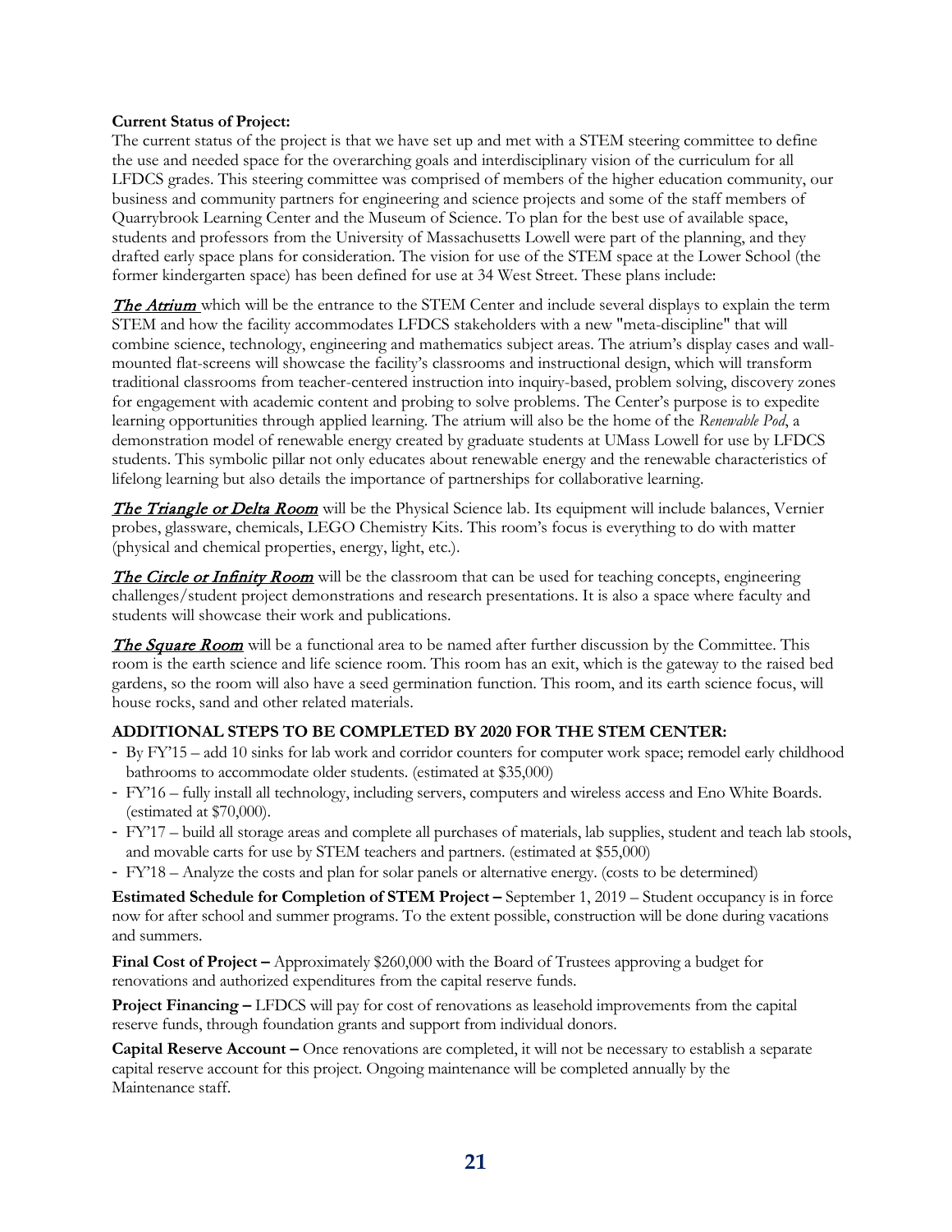**Current Status of Project:**
The current status of the project is that we have set up and met with a STEM steering committee to define the use and needed space for the overarching goals and interdisciplinary vision of the curriculum for all LFDCS grades. This steering committee was comprised of members of the higher education community, our business and community partners for engineering and science projects and some of the staff members of Quarrybrook Learning Center and the Museum of Science. To plan for the best use of available space, students and professors from the University of Massachusetts Lowell were part of the planning, and they drafted early space plans for consideration. The vision for use of the STEM space at the Lower School (the former kindergarten space) has been defined for use at 34 West Street. These plans include:

***The Atrium*** which will be the entrance to the STEM Center and include several displays to explain the term STEM and how the facility accommodates LFDCS stakeholders with a new "meta-discipline" that will combine science, technology, engineering and mathematics subject areas. The atrium's display cases and wall-mounted flat-screens will showcase the facility's classrooms and instructional design, which will transform traditional classrooms from teacher-centered instruction into inquiry-based, problem solving, discovery zones for engagement with academic content and probing to solve problems. The Center's purpose is to expedite learning opportunities through applied learning. The atrium will also be the home of the *Renewable Pod*, a demonstration model of renewable energy created by graduate students at UMass Lowell for use by LFDCS students. This symbolic pillar not only educates about renewable energy and the renewable characteristics of lifelong learning but also details the importance of partnerships for collaborative learning.

***The Triangle or Delta Room*** will be the Physical Science lab. Its equipment will include balances, Vernier probes, glassware, chemicals, LEGO Chemistry Kits. This room's focus is everything to do with matter (physical and chemical properties, energy, light, etc.).

***The Circle or Infinity Room*** will be the classroom that can be used for teaching concepts, engineering challenges/student project demonstrations and research presentations. It is also a space where faculty and students will showcase their work and publications.

***The Square Room*** will be a functional area to be named after further discussion by the Committee. This room is the earth science and life science room. This room has an exit, which is the gateway to the raised bed gardens, so the room will also have a seed germination function. This room, and its earth science focus, will house rocks, sand and other related materials.

**ADDITIONAL STEPS TO BE COMPLETED BY 2020 FOR THE STEM CENTER:**

- By FY'15 – add 10 sinks for lab work and corridor counters for computer work space; remodel early childhood bathrooms to accommodate older students. (estimated at $35,000)
- FY'16 – fully install all technology, including servers, computers and wireless access and Eno White Boards. (estimated at $70,000).
- FY'17 – build all storage areas and complete all purchases of materials, lab supplies, student and teach lab stools, and movable carts for use by STEM teachers and partners. (estimated at $55,000)
- FY'18 – Analyze the costs and plan for solar panels or alternative energy. (costs to be determined)

**Estimated Schedule for Completion of STEM Project –** September 1, 2019 – Student occupancy is in force now for after school and summer programs. To the extent possible, construction will be done during vacations and summers.

**Final Cost of Project –** Approximately $260,000 with the Board of Trustees approving a budget for renovations and authorized expenditures from the capital reserve funds.

**Project Financing –** LFDCS will pay for cost of renovations as leasehold improvements from the capital reserve funds, through foundation grants and support from individual donors.

**Capital Reserve Account –** Once renovations are completed, it will not be necessary to establish a separate capital reserve account for this project. Ongoing maintenance will be completed annually by the Maintenance staff.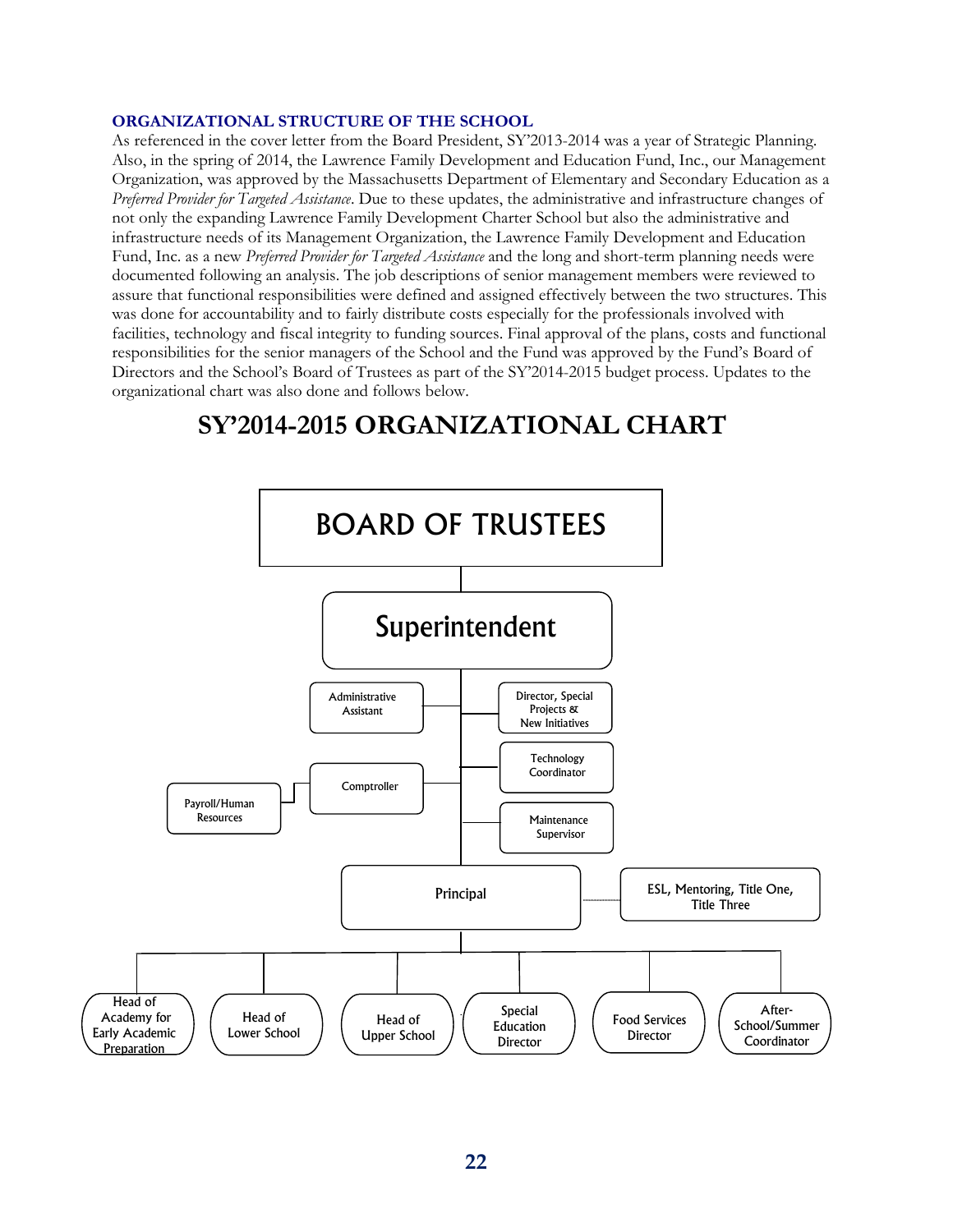## ORGANIZATIONAL STRUCTURE OF THE SCHOOL

As referenced in the cover letter from the Board President, SY'2013-2014 was a year of Strategic Planning. Also, in the spring of 2014, the Lawrence Family Development and Education Fund, Inc., our Management Organization, was approved by the Massachusetts Department of Elementary and Secondary Education as a *Preferred Provider for Targeted Assistance*. Due to these updates, the administrative and infrastructure changes of not only the expanding Lawrence Family Development Charter School but also the administrative and infrastructure needs of its Management Organization, the Lawrence Family Development and Education Fund, Inc. as a new *Preferred Provider for Targeted Assistance* and the long and short-term planning needs were documented following an analysis. The job descriptions of senior management members were reviewed to assure that functional responsibilities were defined and assigned effectively between the two structures. This was done for accountability and to fairly distribute costs especially for the professionals involved with facilities, technology and fiscal integrity to funding sources. Final approval of the plans, costs and functional responsibilities for the senior managers of the School and the Fund was approved by the Fund's Board of Directors and the School's Board of Trustees as part of the SY'2014-2015 budget process. Updates to the organizational chart was also done and follows below.

# SY'2014-2015 ORGANIZATIONAL CHART

- BOARD OF TRUSTEES
  - Superintendent
    - Administrative Assistant
    - Director, Special Projects & New Initiatives
    - Technology Coordinator
    - Comptroller
      - Payroll/Human Resources
    - Maintenance Supervisor
    - Principal
      - ESL, Mentoring, Title One, Title Three
      - Head of Academy for Early Academic Preparation
      - Head of Lower School
      - Head of Upper School
      - Special Education Director
      - Food Services Director
      - After-School/Summer Coordinator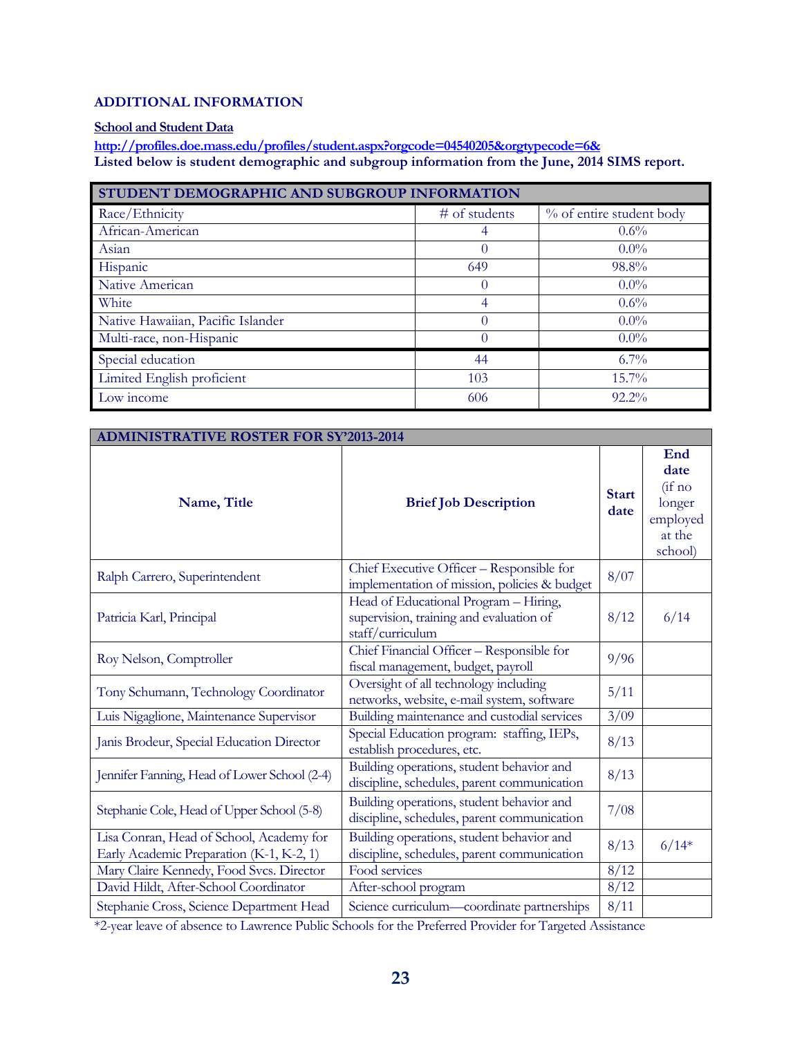## ADDITIONAL INFORMATION

### School and Student Data

**http://profiles.doe.mass.edu/profiles/student.aspx?orgcode=04540205&orgtypecode=6&**

**Listed below is student demographic and subgroup information from the June, 2014 SIMS report.**

| STUDENT DEMOGRAPHIC AND SUBGROUP INFORMATION | | |
|---|---|---|
| Race/Ethnicity | # of students | % of entire student body |
| African-American | 4 | 0.6% |
| Asian | 0 | 0.0% |
| Hispanic | 649 | 98.8% |
| Native American | 0 | 0.0% |
| White | 4 | 0.6% |
| Native Hawaiian, Pacific Islander | 0 | 0.0% |
| Multi-race, non-Hispanic | 0 | 0.0% |
| Special education | 44 | 6.7% |
| Limited English proficient | 103 | 15.7% |
| Low income | 606 | 92.2% |

| ADMINISTRATIVE ROSTER FOR SY'2013-2014 | | | |
|---|---|---|---|
| **Name, Title** | **Brief Job Description** | **Start date** | **End date** (if no longer employed at the school) |
| Ralph Carrero, Superintendent | Chief Executive Officer – Responsible for implementation of mission, policies & budget | 8/07 | |
| Patricia Karl, Principal | Head of Educational Program – Hiring, supervision, training and evaluation of staff/curriculum | 8/12 | 6/14 |
| Roy Nelson, Comptroller | Chief Financial Officer – Responsible for fiscal management, budget, payroll | 9/96 | |
| Tony Schumann, Technology Coordinator | Oversight of all technology including networks, website, e-mail system, software | 5/11 | |
| Luis Nigaglione, Maintenance Supervisor | Building maintenance and custodial services | 3/09 | |
| Janis Brodeur, Special Education Director | Special Education program: staffing, IEPs, establish procedures, etc. | 8/13 | |
| Jennifer Fanning, Head of Lower School (2-4) | Building operations, student behavior and discipline, schedules, parent communication | 8/13 | |
| Stephanie Cole, Head of Upper School (5-8) | Building operations, student behavior and discipline, schedules, parent communication | 7/08 | |
| Lisa Conran, Head of School, Academy for Early Academic Preparation (K-1, K-2, 1) | Building operations, student behavior and discipline, schedules, parent communication | 8/13 | 6/14* |
| Mary Claire Kennedy, Food Svcs. Director | Food services | 8/12 | |
| David Hildt, After-School Coordinator | After-school program | 8/12 | |
| Stephanie Cross, Science Department Head | Science curriculum—coordinate partnerships | 8/11 | |

*2-year leave of absence to Lawrence Public Schools for the Preferred Provider for Targeted Assistance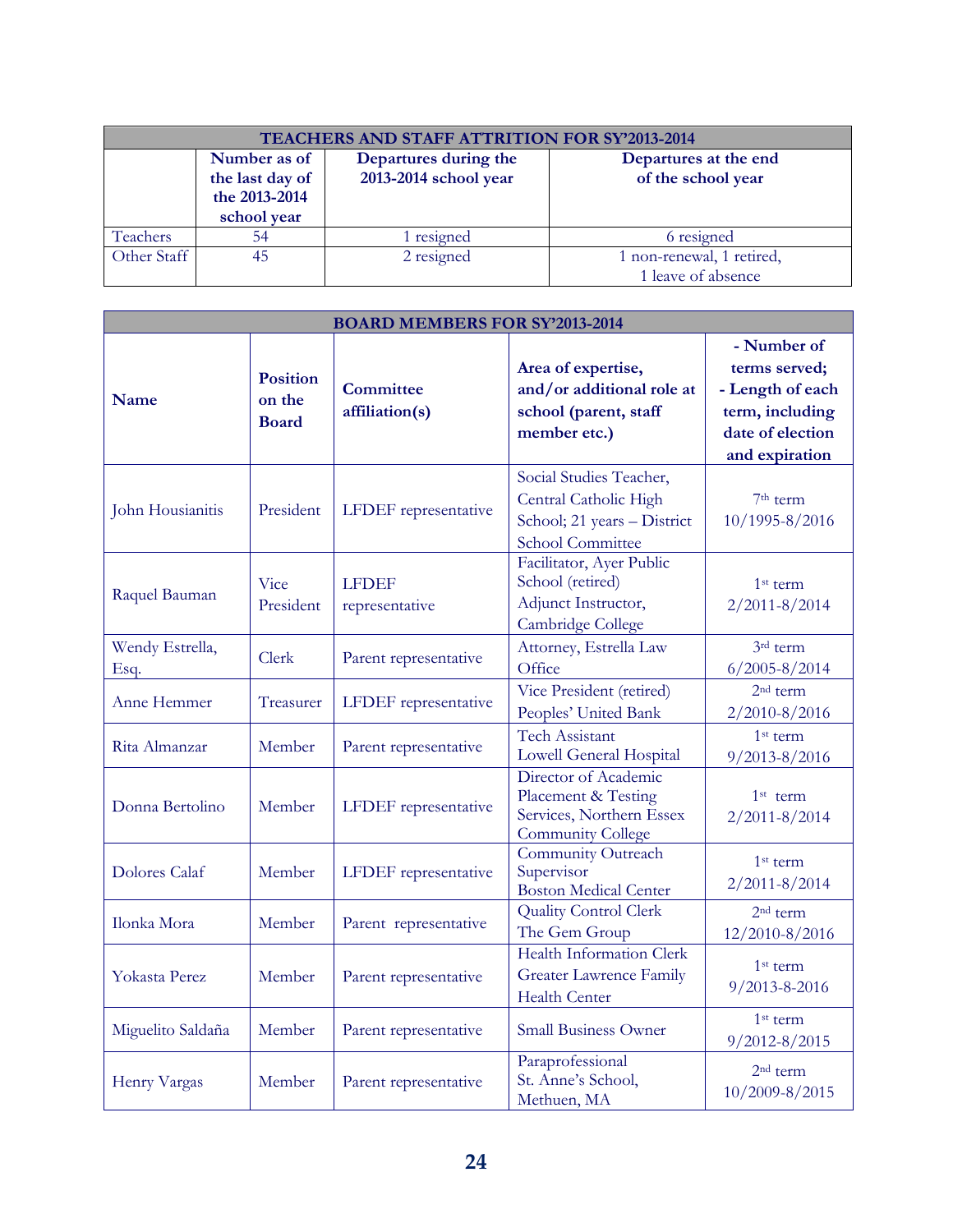| TEACHERS AND STAFF ATTRITION FOR SY'2013-2014 | | | |
|---|---|---|---|
| | **Number as of the last day of the 2013-2014 school year** | **Departures during the 2013-2014 school year** | **Departures at the end of the school year** |
| Teachers | 54 | 1 resigned | 6 resigned |
| Other Staff | 45 | 2 resigned | 1 non-renewal, 1 retired, 1 leave of absence |

| BOARD MEMBERS FOR SY'2013-2014 | | | | |
|---|---|---|---|---|
| **Name** | **Position on the Board** | **Committee affiliation(s)** | **Area of expertise, and/or additional role at school (parent, staff member etc.)** | **- Number of terms served; - Length of each term, including date of election and expiration** |
| John Housianitis | President | LFDEF representative | Social Studies Teacher, Central Catholic High School; 21 years – District School Committee | 7th term 10/1995-8/2016 |
| Raquel Bauman | Vice President | LFDEF representative | Facilitator, Ayer Public School (retired) Adjunct Instructor, Cambridge College | 1st term 2/2011-8/2014 |
| Wendy Estrella, Esq. | Clerk | Parent representative | Attorney, Estrella Law Office | 3rd term 6/2005-8/2014 |
| Anne Hemmer | Treasurer | LFDEF representative | Vice President (retired) Peoples' United Bank | 2nd term 2/2010-8/2016 |
| Rita Almanzar | Member | Parent representative | Tech Assistant Lowell General Hospital | 1st term 9/2013-8/2016 |
| Donna Bertolino | Member | LFDEF representative | Director of Academic Placement & Testing Services, Northern Essex Community College | 1st term 2/2011-8/2014 |
| Dolores Calaf | Member | LFDEF representative | Community Outreach Supervisor Boston Medical Center | 1st term 2/2011-8/2014 |
| Ilonka Mora | Member | Parent representative | Quality Control Clerk The Gem Group | 2nd term 12/2010-8/2016 |
| Yokasta Perez | Member | Parent representative | Health Information Clerk Greater Lawrence Family Health Center | 1st term 9/2013-8-2016 |
| Miguelito Saldaña | Member | Parent representative | Small Business Owner | 1st term 9/2012-8/2015 |
| Henry Vargas | Member | Parent representative | Paraprofessional St. Anne's School, Methuen, MA | 2nd term 10/2009-8/2015 |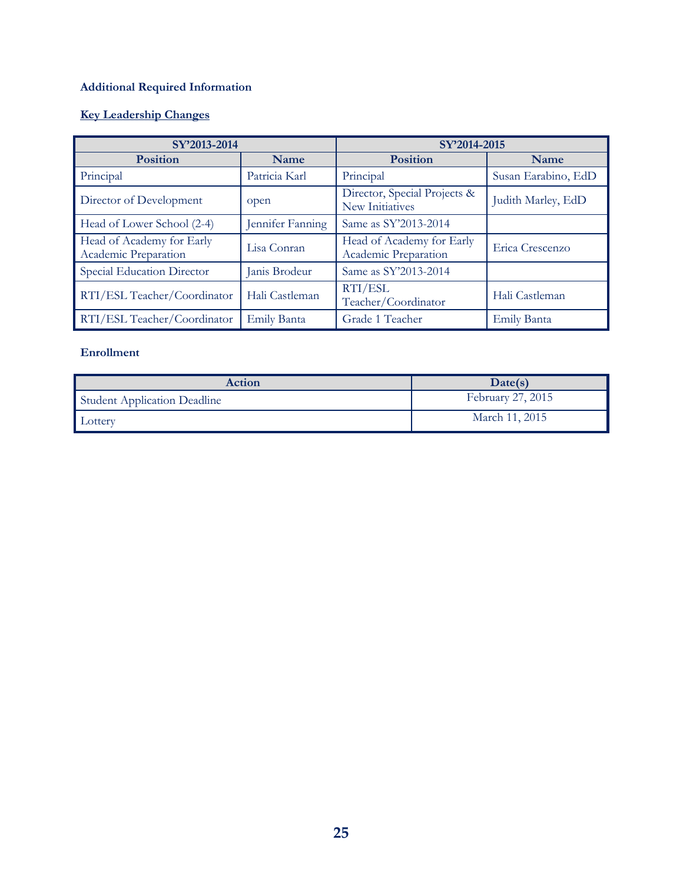**Additional Required Information**

**Key Leadership Changes**

| SY'2013-2014 | | SY'2014-2015 | |
|---|---|---|---|
| **Position** | **Name** | **Position** | **Name** |
| Principal | Patricia Karl | Principal | Susan Earabino, EdD |
| Director of Development | open | Director, Special Projects & New Initiatives | Judith Marley, EdD |
| Head of Lower School (2-4) | Jennifer Fanning | Same as SY'2013-2014 | |
| Head of Academy for Early Academic Preparation | Lisa Conran | Head of Academy for Early Academic Preparation | Erica Crescenzo |
| Special Education Director | Janis Brodeur | Same as SY'2013-2014 | |
| RTI/ESL Teacher/Coordinator | Hali Castleman | RTI/ESL Teacher/Coordinator | Hali Castleman |
| RTI/ESL Teacher/Coordinator | Emily Banta | Grade 1 Teacher | Emily Banta |

**Enrollment**

| Action | Date(s) |
|---|---|
| Student Application Deadline | February 27, 2015 |
| Lottery | March 11, 2015 |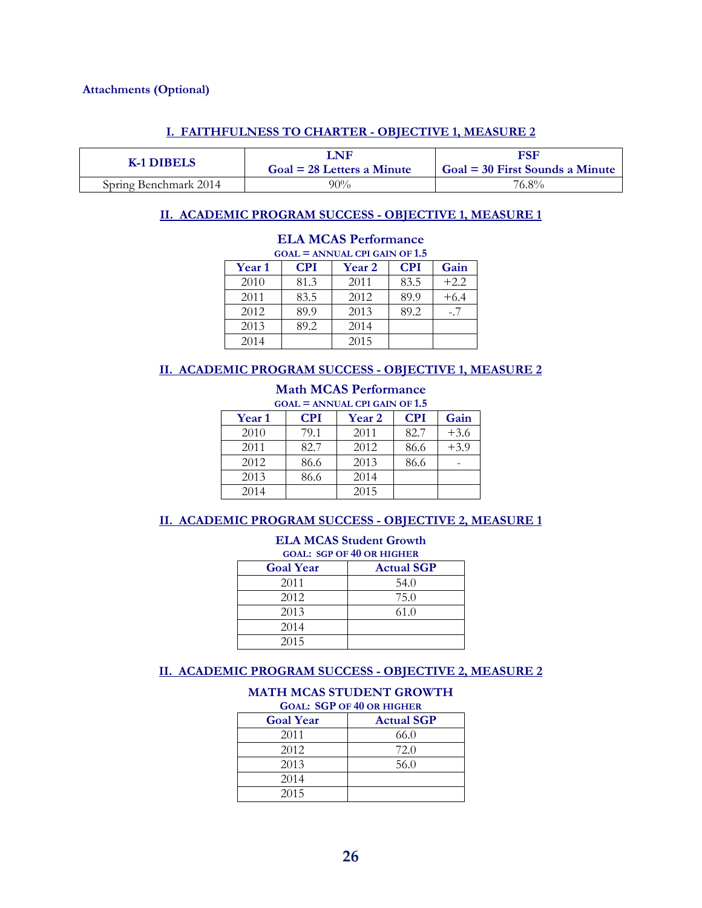**Attachments (Optional)**

## I. FAITHFULNESS TO CHARTER - OBJECTIVE 1, MEASURE 2

| K-1 DIBELS | LNF Goal = 28 Letters a Minute | FSF Goal = 30 First Sounds a Minute |
|---|---|---|
| Spring Benchmark 2014 | 90% | 76.8% |

## II. ACADEMIC PROGRAM SUCCESS - OBJECTIVE 1, MEASURE 1

**ELA MCAS Performance**

GOAL = ANNUAL CPI GAIN OF 1.5

| Year 1 | CPI | Year 2 | CPI | Gain |
|---|---|---|---|---|
| 2010 | 81.3 | 2011 | 83.5 | +2.2 |
| 2011 | 83.5 | 2012 | 89.9 | +6.4 |
| 2012 | 89.9 | 2013 | 89.2 | -.7 |
| 2013 | 89.2 | 2014 | | |
| 2014 | | 2015 | | |

## II. ACADEMIC PROGRAM SUCCESS - OBJECTIVE 1, MEASURE 2

**Math MCAS Performance**

GOAL = ANNUAL CPI GAIN OF 1.5

| Year 1 | CPI | Year 2 | CPI | Gain |
|---|---|---|---|---|
| 2010 | 79.1 | 2011 | 82.7 | +3.6 |
| 2011 | 82.7 | 2012 | 86.6 | +3.9 |
| 2012 | 86.6 | 2013 | 86.6 | - |
| 2013 | 86.6 | 2014 | | |
| 2014 | | 2015 | | |

## II. ACADEMIC PROGRAM SUCCESS - OBJECTIVE 2, MEASURE 1

**ELA MCAS Student Growth**

GOAL: SGP OF 40 OR HIGHER

| Goal Year | Actual SGP |
|---|---|
| 2011 | 54.0 |
| 2012 | 75.0 |
| 2013 | 61.0 |
| 2014 | |
| 2015 | |

## II. ACADEMIC PROGRAM SUCCESS - OBJECTIVE 2, MEASURE 2

**MATH MCAS STUDENT GROWTH**

GOAL: SGP OF 40 OR HIGHER

| Goal Year | Actual SGP |
|---|---|
| 2011 | 66.0 |
| 2012 | 72.0 |
| 2013 | 56.0 |
| 2014 | |
| 2015 | |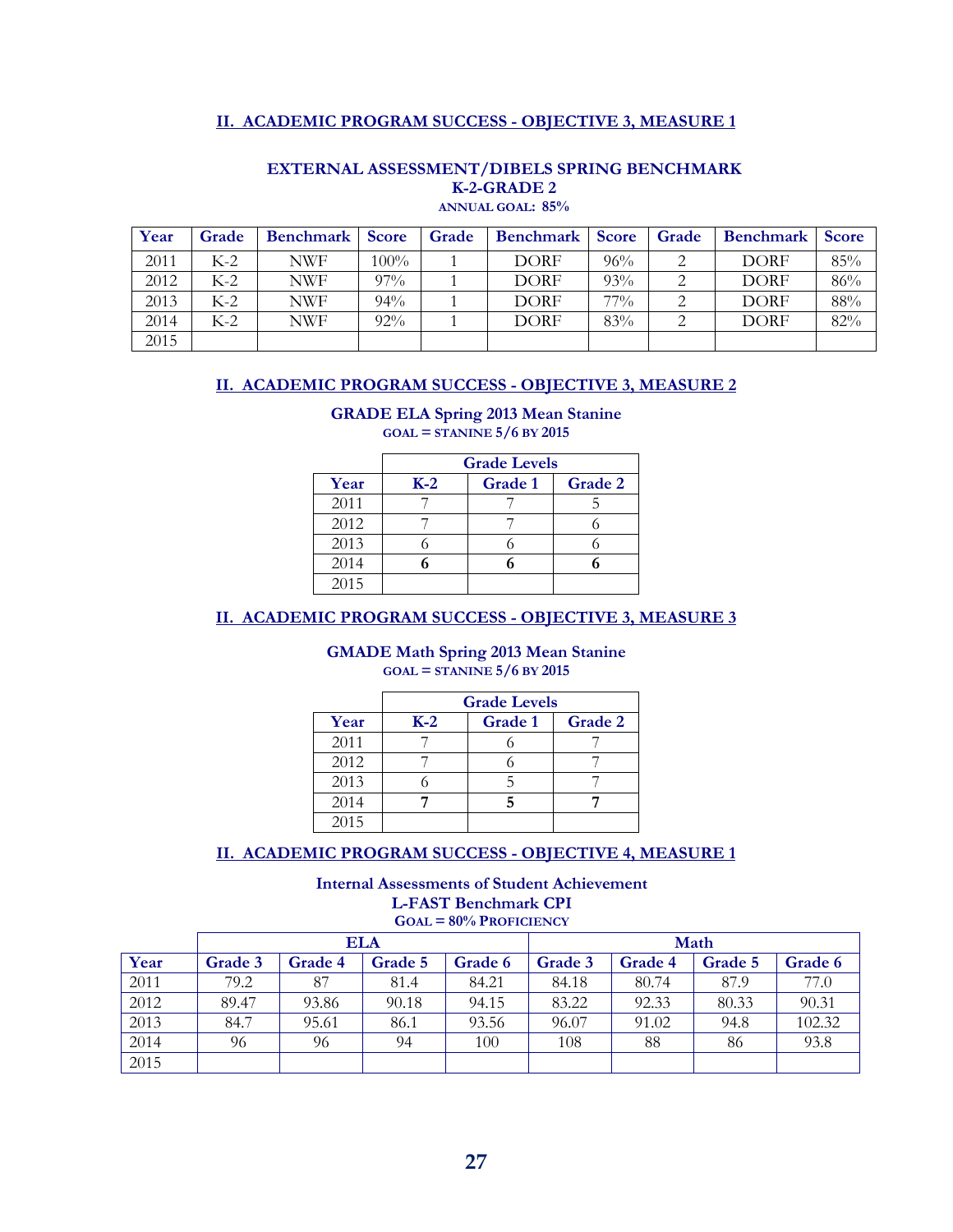## II. ACADEMIC PROGRAM SUCCESS - OBJECTIVE 3, MEASURE 1

### EXTERNAL ASSESSMENT/DIBELS SPRING BENCHMARK
### K-2-GRADE 2
**ANNUAL GOAL: 85%**

| Year | Grade | Benchmark | Score | Grade | Benchmark | Score | Grade | Benchmark | Score |
|---|---|---|---|---|---|---|---|---|---|
| 2011 | K-2 | NWF | 100% | 1 | DORF | 96% | 2 | DORF | 85% |
| 2012 | K-2 | NWF | 97% | 1 | DORF | 93% | 2 | DORF | 86% |
| 2013 | K-2 | NWF | 94% | 1 | DORF | 77% | 2 | DORF | 88% |
| 2014 | K-2 | NWF | 92% | 1 | DORF | 83% | 2 | DORF | 82% |
| 2015 | | | | | | | | | |

## II. ACADEMIC PROGRAM SUCCESS - OBJECTIVE 3, MEASURE 2

### GRADE ELA Spring 2013 Mean Stanine
**GOAL = STANINE 5/6 BY 2015**

| | Grade Levels | | |
|---|---|---|---|
| **Year** | **K-2** | **Grade 1** | **Grade 2** |
| 2011 | 7 | 7 | 5 |
| 2012 | 7 | 7 | 6 |
| 2013 | 6 | 6 | 6 |
| 2014 | **6** | **6** | **6** |
| 2015 | | | |

## II. ACADEMIC PROGRAM SUCCESS - OBJECTIVE 3, MEASURE 3

### GMADE Math Spring 2013 Mean Stanine
**GOAL = STANINE 5/6 BY 2015**

| | Grade Levels | | |
|---|---|---|---|
| **Year** | **K-2** | **Grade 1** | **Grade 2** |
| 2011 | 7 | 6 | 7 |
| 2012 | 7 | 6 | 7 |
| 2013 | 6 | 5 | 7 |
| 2014 | **7** | **5** | **7** |
| 2015 | | | |

## II. ACADEMIC PROGRAM SUCCESS - OBJECTIVE 4, MEASURE 1

### Internal Assessments of Student Achievement
### L-FAST Benchmark CPI
**GOAL = 80% PROFICIENCY**

| | ELA | | | | Math | | | |
|---|---|---|---|---|---|---|---|---|
| **Year** | **Grade 3** | **Grade 4** | **Grade 5** | **Grade 6** | **Grade 3** | **Grade 4** | **Grade 5** | **Grade 6** |
| 2011 | 79.2 | 87 | 81.4 | 84.21 | 84.18 | 80.74 | 87.9 | 77.0 |
| 2012 | 89.47 | 93.86 | 90.18 | 94.15 | 83.22 | 92.33 | 80.33 | 90.31 |
| 2013 | 84.7 | 95.61 | 86.1 | 93.56 | 96.07 | 91.02 | 94.8 | 102.32 |
| 2014 | 96 | 96 | 94 | 100 | 108 | 88 | 86 | 93.8 |
| 2015 | | | | | | | | |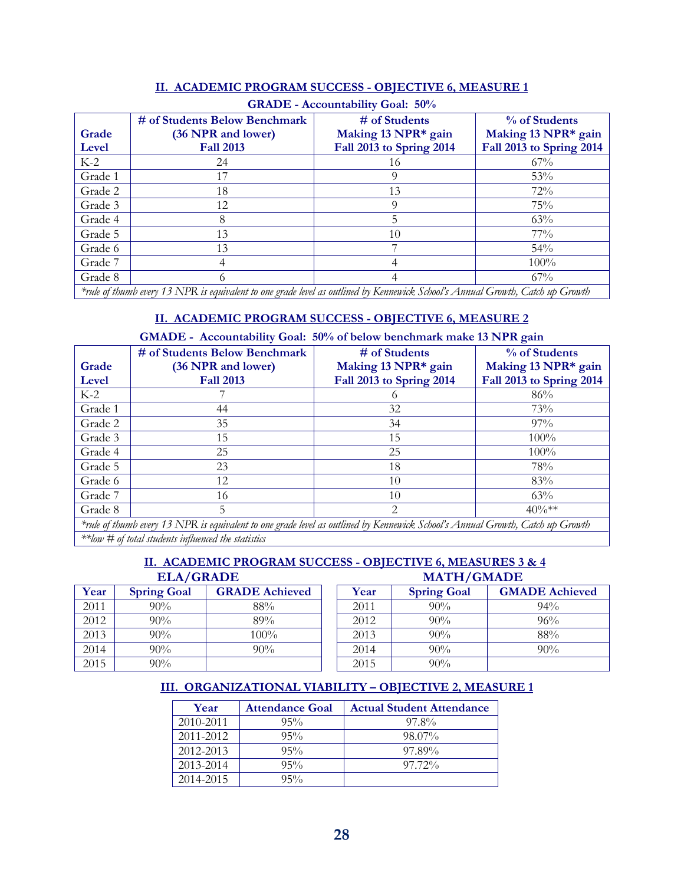## II. ACADEMIC PROGRAM SUCCESS - OBJECTIVE 6, MEASURE 1

**GRADE - Accountability Goal: 50%**

| Grade Level | # of Students Below Benchmark (36 NPR and lower) Fall 2013 | # of Students Making 13 NPR* gain Fall 2013 to Spring 2014 | % of Students Making 13 NPR* gain Fall 2013 to Spring 2014 |
|---|---|---|---|
| K-2 | 24 | 16 | 67% |
| Grade 1 | 17 | 9 | 53% |
| Grade 2 | 18 | 13 | 72% |
| Grade 3 | 12 | 9 | 75% |
| Grade 4 | 8 | 5 | 63% |
| Grade 5 | 13 | 10 | 77% |
| Grade 6 | 13 | 7 | 54% |
| Grade 7 | 4 | 4 | 100% |
| Grade 8 | 6 | 4 | 67% |

*\*rule of thumb every 13 NPR is equivalent to one grade level as outlined by Kennewick School's Annual Growth, Catch up Growth*

## II. ACADEMIC PROGRAM SUCCESS - OBJECTIVE 6, MEASURE 2

**GMADE - Accountability Goal: 50% of below benchmark make 13 NPR gain**

| Grade Level | # of Students Below Benchmark (36 NPR and lower) Fall 2013 | # of Students Making 13 NPR* gain Fall 2013 to Spring 2014 | % of Students Making 13 NPR* gain Fall 2013 to Spring 2014 |
|---|---|---|---|
| K-2 | 7 | 6 | 86% |
| Grade 1 | 44 | 32 | 73% |
| Grade 2 | 35 | 34 | 97% |
| Grade 3 | 15 | 15 | 100% |
| Grade 4 | 25 | 25 | 100% |
| Grade 5 | 23 | 18 | 78% |
| Grade 6 | 12 | 10 | 83% |
| Grade 7 | 16 | 10 | 63% |
| Grade 8 | 5 | 2 | 40%** |

*\*rule of thumb every 13 NPR is equivalent to one grade level as outlined by Kennewick School's Annual Growth, Catch up Growth*

*\*\*low # of total students influenced the statistics*

## II. ACADEMIC PROGRAM SUCCESS - OBJECTIVE 6, MEASURES 3 & 4

**ELA/GRADE**

| Year | Spring Goal | GRADE Achieved |
|---|---|---|
| 2011 | 90% | 88% |
| 2012 | 90% | 89% |
| 2013 | 90% | 100% |
| 2014 | 90% | 90% |
| 2015 | 90% | |

**MATH/GMADE**

| Year | Spring Goal | GMADE Achieved |
|---|---|---|
| 2011 | 90% | 94% |
| 2012 | 90% | 96% |
| 2013 | 90% | 88% |
| 2014 | 90% | 90% |
| 2015 | 90% | |

## III. ORGANIZATIONAL VIABILITY – OBJECTIVE 2, MEASURE 1

| Year | Attendance Goal | Actual Student Attendance |
|---|---|---|
| 2010-2011 | 95% | 97.8% |
| 2011-2012 | 95% | 98.07% |
| 2012-2013 | 95% | 97.89% |
| 2013-2014 | 95% | 97.72% |
| 2014-2015 | 95% | |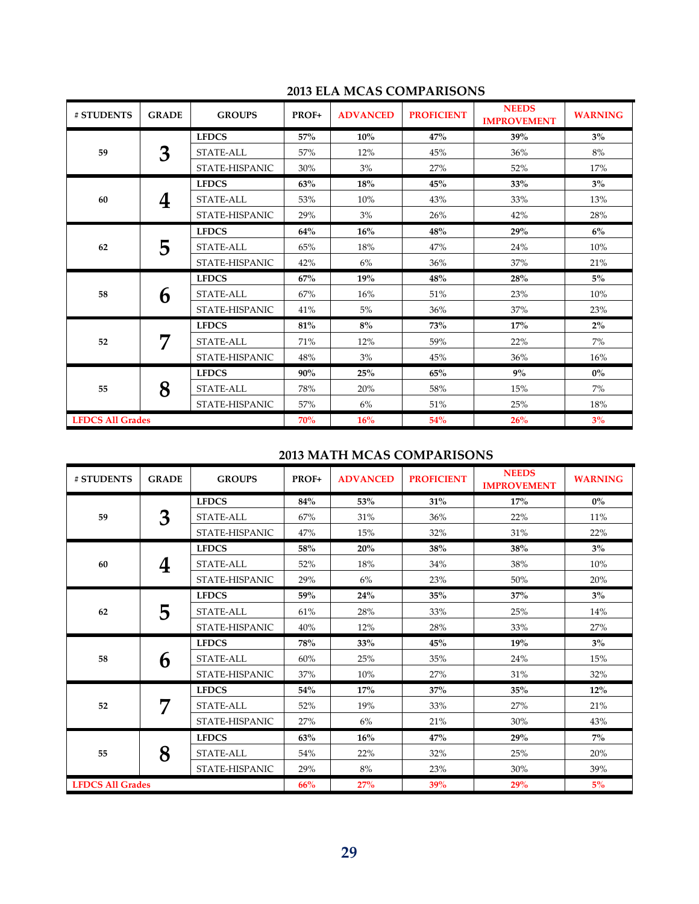## 2013 ELA MCAS COMPARISONS

| # STUDENTS | GRADE | GROUPS | PROF+ | ADVANCED | PROFICIENT | NEEDS IMPROVEMENT | WARNING |
|---|---|---|---|---|---|---|---|
| 59 | 3 | **LFDCS** | **57%** | **10%** | **47%** | **39%** | **3%** |
| | | STATE-ALL | 57% | 12% | 45% | 36% | 8% |
| | | STATE-HISPANIC | 30% | 3% | 27% | 52% | 17% |
| 60 | 4 | **LFDCS** | **63%** | **18%** | **45%** | **33%** | **3%** |
| | | STATE-ALL | 53% | 10% | 43% | 33% | 13% |
| | | STATE-HISPANIC | 29% | 3% | 26% | 42% | 28% |
| 62 | 5 | **LFDCS** | **64%** | **16%** | **48%** | **29%** | **6%** |
| | | STATE-ALL | 65% | 18% | 47% | 24% | 10% |
| | | STATE-HISPANIC | 42% | 6% | 36% | 37% | 21% |
| 58 | 6 | **LFDCS** | **67%** | **19%** | **48%** | **28%** | **5%** |
| | | STATE-ALL | 67% | 16% | 51% | 23% | 10% |
| | | STATE-HISPANIC | 41% | 5% | 36% | 37% | 23% |
| 52 | 7 | **LFDCS** | **81%** | **8%** | **73%** | **17%** | **2%** |
| | | STATE-ALL | 71% | 12% | 59% | 22% | 7% |
| | | STATE-HISPANIC | 48% | 3% | 45% | 36% | 16% |
| 55 | 8 | **LFDCS** | **90%** | **25%** | **65%** | **9%** | **0%** |
| | | STATE-ALL | 78% | 20% | 58% | 15% | 7% |
| | | STATE-HISPANIC | 57% | 6% | 51% | 25% | 18% |
| **LFDCS All Grades** | | | **70%** | **16%** | **54%** | **26%** | **3%** |

## 2013 MATH MCAS COMPARISONS

| # STUDENTS | GRADE | GROUPS | PROF+ | ADVANCED | PROFICIENT | NEEDS IMPROVEMENT | WARNING |
|---|---|---|---|---|---|---|---|
| 59 | 3 | **LFDCS** | **84%** | **53%** | **31%** | **17%** | **0%** |
| | | STATE-ALL | 67% | 31% | 36% | 22% | 11% |
| | | STATE-HISPANIC | 47% | 15% | 32% | 31% | 22% |
| 60 | 4 | **LFDCS** | **58%** | **20%** | **38%** | **38%** | **3%** |
| | | STATE-ALL | 52% | 18% | 34% | 38% | 10% |
| | | STATE-HISPANIC | 29% | 6% | 23% | 50% | 20% |
| 62 | 5 | **LFDCS** | **59%** | **24%** | **35%** | **37%** | **3%** |
| | | STATE-ALL | 61% | 28% | 33% | 25% | 14% |
| | | STATE-HISPANIC | 40% | 12% | 28% | 33% | 27% |
| 58 | 6 | **LFDCS** | **78%** | **33%** | **45%** | **19%** | **3%** |
| | | STATE-ALL | 60% | 25% | 35% | 24% | 15% |
| | | STATE-HISPANIC | 37% | 10% | 27% | 31% | 32% |
| 52 | 7 | **LFDCS** | **54%** | **17%** | **37%** | **35%** | **12%** |
| | | STATE-ALL | 52% | 19% | 33% | 27% | 21% |
| | | STATE-HISPANIC | 27% | 6% | 21% | 30% | 43% |
| 55 | 8 | **LFDCS** | **63%** | **16%** | **47%** | **29%** | **7%** |
| | | STATE-ALL | 54% | 22% | 32% | 25% | 20% |
| | | STATE-HISPANIC | 29% | 8% | 23% | 30% | 39% |
| **LFDCS All Grades** | | | **66%** | **27%** | **39%** | **29%** | **5%** |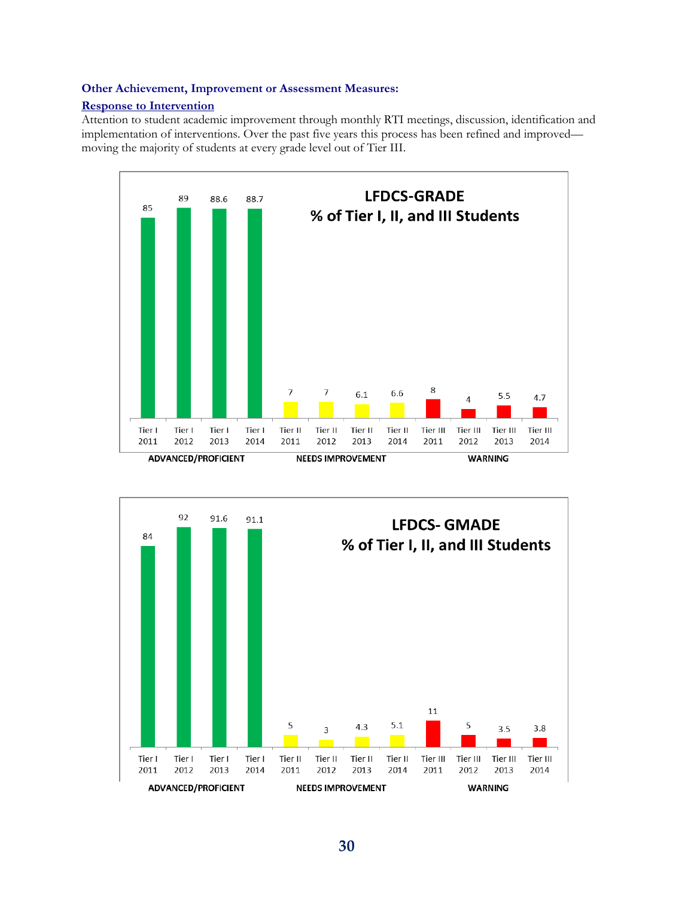**Other Achievement, Improvement or Assessment Measures:**

**Response to Intervention**

Attention to student academic improvement through monthly RTI meetings, discussion, identification and implementation of interventions. Over the past five years this process has been refined and improved—moving the majority of students at every grade level out of Tier III.

**LFDCS-GRADE**
**% of Tier I, II, and III Students**

| | Tier I 2011 | Tier I 2012 | Tier I 2013 | Tier I 2014 | Tier II 2011 | Tier II 2012 | Tier II 2013 | Tier II 2014 | Tier III 2011 | Tier III 2012 | Tier III 2013 | Tier III 2014 |
|---|---|---|---|---|---|---|---|---|---|---|---|---|
| % | 85 | 89 | 88.6 | 88.7 | 7 | 7 | 6.1 | 6.6 | 8 | 4 | 5.5 | 4.7 |

ADVANCED/PROFICIENT (Tier I) — NEEDS IMPROVEMENT (Tier II) — WARNING (Tier III)

**LFDCS- GMADE**
**% of Tier I, II, and III Students**

| | Tier I 2011 | Tier I 2012 | Tier I 2013 | Tier I 2014 | Tier II 2011 | Tier II 2012 | Tier II 2013 | Tier II 2014 | Tier III 2011 | Tier III 2012 | Tier III 2013 | Tier III 2014 |
|---|---|---|---|---|---|---|---|---|---|---|---|---|
| % | 84 | 92 | 91.6 | 91.1 | 5 | 3 | 4.3 | 5.1 | 11 | 5 | 3.5 | 3.8 |

ADVANCED/PROFICIENT (Tier I) — NEEDS IMPROVEMENT (Tier II) — WARNING (Tier III)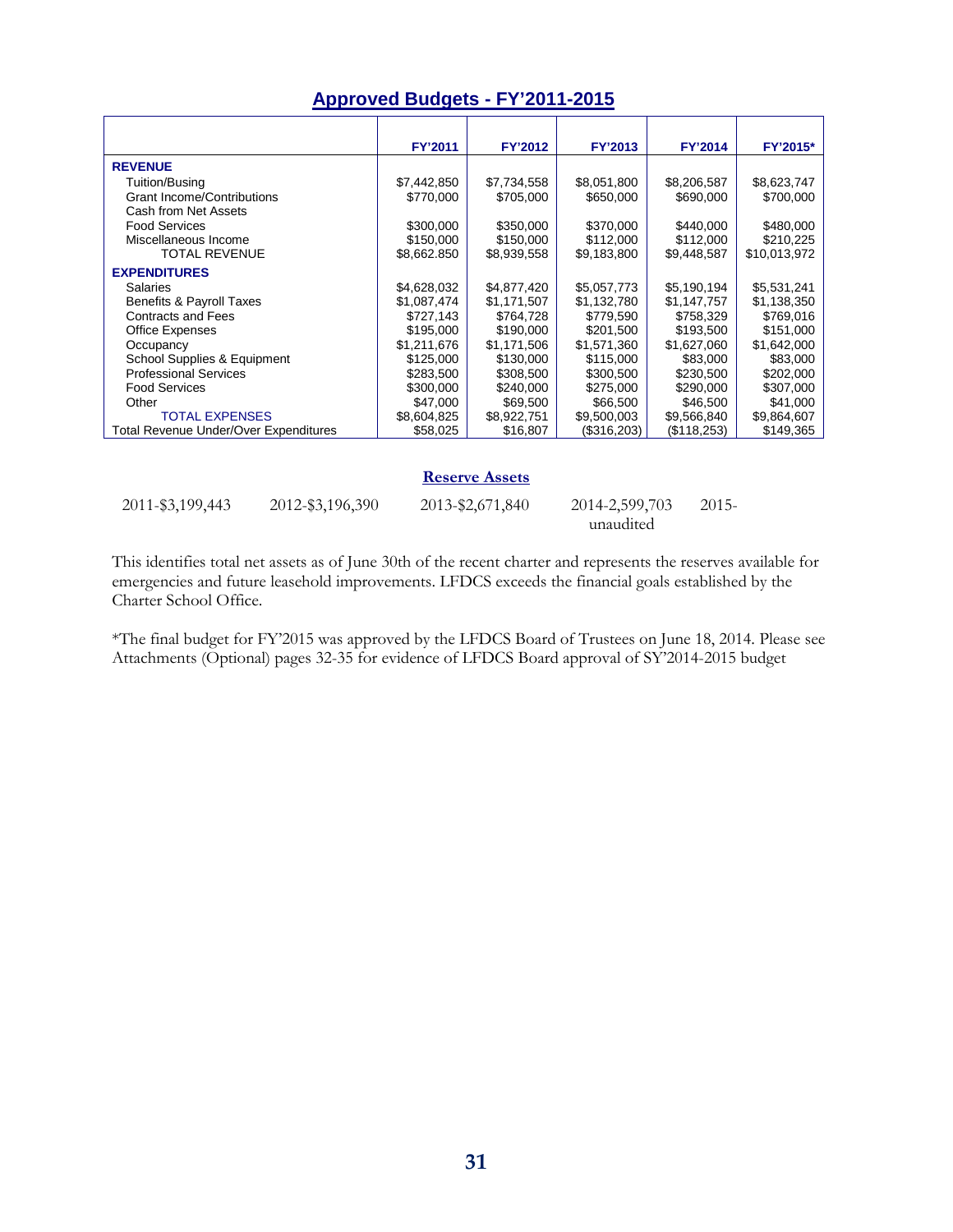## Approved Budgets - FY'2011-2015

| | FY'2011 | FY'2012 | FY'2013 | FY'2014 | FY'2015* |
|---|---|---|---|---|---|
| **REVENUE** | | | | | |
| Tuition/Busing | $7,442,850 | $7,734,558 | $8,051,800 | $8,206,587 | $8,623,747 |
| Grant Income/Contributions | $770,000 | $705,000 | $650,000 | $690,000 | $700,000 |
| Cash from Net Assets | | | | | |
| Food Services | $300,000 | $350,000 | $370,000 | $440,000 | $480,000 |
| Miscellaneous Income | $150,000 | $150,000 | $112,000 | $112,000 | $210,225 |
| TOTAL REVENUE | $8,662.850 | $8,939,558 | $9,183,800 | $9,448,587 | $10,013,972 |
| **EXPENDITURES** | | | | | |
| Salaries | $4,628,032 | $4,877,420 | $5,057,773 | $5,190,194 | $5,531,241 |
| Benefits & Payroll Taxes | $1,087,474 | $1,171,507 | $1,132,780 | $1,147,757 | $1,138,350 |
| Contracts and Fees | $727,143 | $764,728 | $779,590 | $758,329 | $769,016 |
| Office Expenses | $195,000 | $190,000 | $201,500 | $193,500 | $151,000 |
| Occupancy | $1,211,676 | $1,171,506 | $1,571,360 | $1,627,060 | $1,642,000 |
| School Supplies & Equipment | $125,000 | $130,000 | $115,000 | $83,000 | $83,000 |
| Professional Services | $283,500 | $308,500 | $300,500 | $230,500 | $202,000 |
| Food Services | $300,000 | $240,000 | $275,000 | $290,000 | $307,000 |
| Other | $47,000 | $69,500 | $66,500 | $46,500 | $41,000 |
| TOTAL EXPENSES | $8,604,825 | $8,922,751 | $9,500,003 | $9,566,840 | $9,864,607 |
| Total Revenue Under/Over Expenditures | $58,025 | $16,807 | ($316,203) | ($118,253) | $149,365 |

### Reserve Assets

2011-$3,199,443 2012-$3,196,390 2013-$2,671,840 2014-2,599,703 unaudited 2015-

This identifies total net assets as of June 30th of the recent charter and represents the reserves available for emergencies and future leasehold improvements. LFDCS exceeds the financial goals established by the Charter School Office.

*The final budget for FY'2015 was approved by the LFDCS Board of Trustees on June 18, 2014. Please see Attachments (Optional) pages 32-35 for evidence of LFDCS Board approval of SY'2014-2015 budget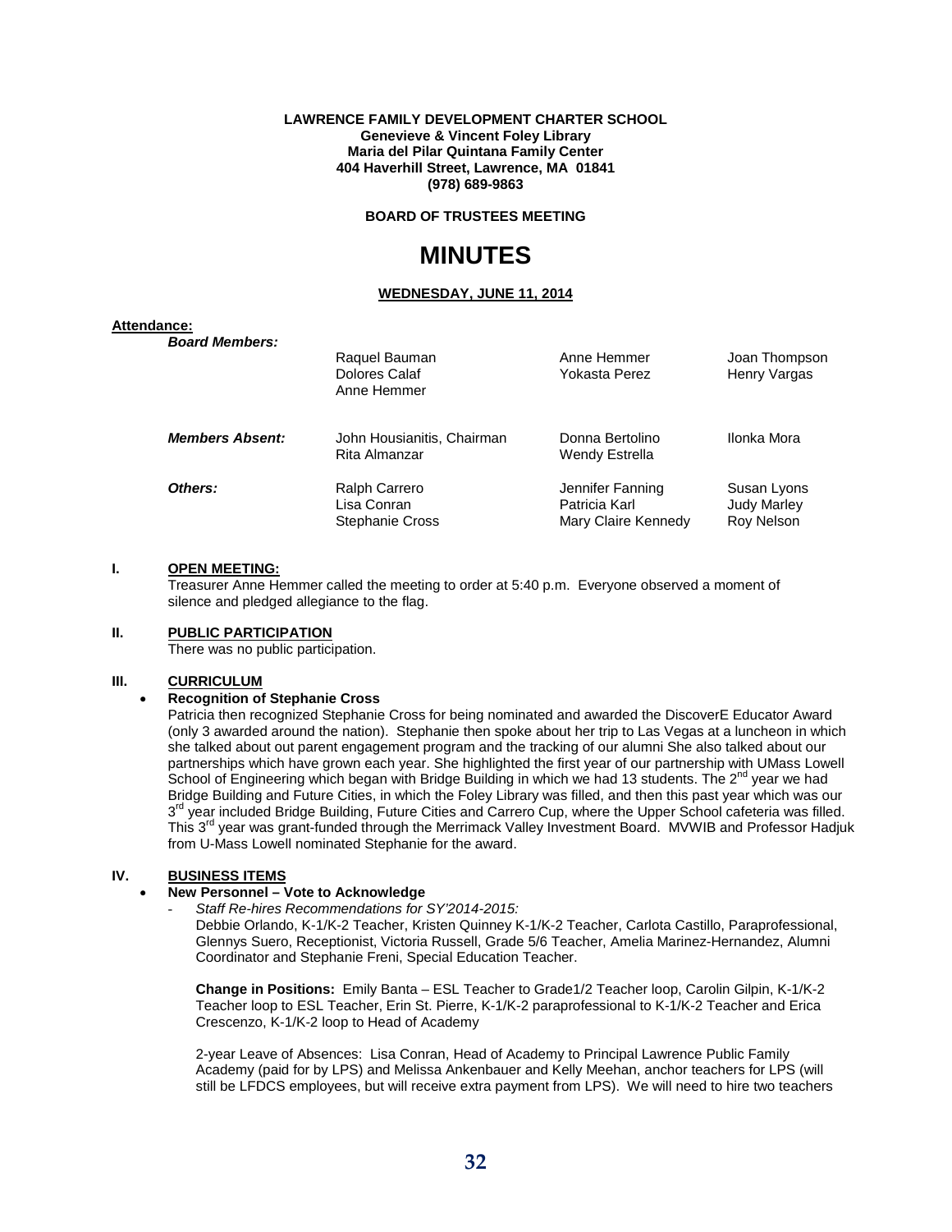**LAWRENCE FAMILY DEVELOPMENT CHARTER SCHOOL**
**Genevieve & Vincent Foley Library**
**Maria del Pilar Quintana Family Center**
**404 Haverhill Street, Lawrence, MA 01841**
**(978) 689-9863**

**BOARD OF TRUSTEES MEETING**

# MINUTES

**WEDNESDAY, JUNE 11, 2014**

**Attendance:**

| | | | |
|---|---|---|---|
| ***Board Members:*** | Raquel Bauman<br>Dolores Calaf<br>Anne Hemmer | Anne Hemmer<br>Yokasta Perez | Joan Thompson<br>Henry Vargas |
| ***Members Absent:*** | John Housianitis, Chairman<br>Rita Almanzar | Donna Bertolino<br>Wendy Estrella | Ilonka Mora |
| ***Others:*** | Ralph Carrero<br>Lisa Conran<br>Stephanie Cross | Jennifer Fanning<br>Patricia Karl<br>Mary Claire Kennedy | Susan Lyons<br>Judy Marley<br>Roy Nelson |

## I. OPEN MEETING:

Treasurer Anne Hemmer called the meeting to order at 5:40 p.m. Everyone observed a moment of silence and pledged allegiance to the flag.

## II. PUBLIC PARTICIPATION

There was no public participation.

## III. CURRICULUM

- **Recognition of Stephanie Cross**

Patricia then recognized Stephanie Cross for being nominated and awarded the DiscoverE Educator Award (only 3 awarded around the nation). Stephanie then spoke about her trip to Las Vegas at a luncheon in which she talked about out parent engagement program and the tracking of our alumni She also talked about our partnerships which have grown each year. She highlighted the first year of our partnership with UMass Lowell School of Engineering which began with Bridge Building in which we had 13 students. The 2nd year we had Bridge Building and Future Cities, in which the Foley Library was filled, and then this past year which was our 3rd year included Bridge Building, Future Cities and Carrero Cup, where the Upper School cafeteria was filled. This 3rd year was grant-funded through the Merrimack Valley Investment Board. MVWIB and Professor Hadjuk from U-Mass Lowell nominated Stephanie for the award.

## IV. BUSINESS ITEMS

- **New Personnel – Vote to Acknowledge**
  - *Staff Re-hires Recommendations for SY'2014-2015:*

    Debbie Orlando, K-1/K-2 Teacher, Kristen Quinney K-1/K-2 Teacher, Carlota Castillo, Paraprofessional, Glennys Suero, Receptionist, Victoria Russell, Grade 5/6 Teacher, Amelia Marinez-Hernandez, Alumni Coordinator and Stephanie Freni, Special Education Teacher.

    **Change in Positions:** Emily Banta – ESL Teacher to Grade1/2 Teacher loop, Carolin Gilpin, K-1/K-2 Teacher loop to ESL Teacher, Erin St. Pierre, K-1/K-2 paraprofessional to K-1/K-2 Teacher and Erica Crescenzo, K-1/K-2 loop to Head of Academy

    2-year Leave of Absences: Lisa Conran, Head of Academy to Principal Lawrence Public Family Academy (paid for by LPS) and Melissa Ankenbauer and Kelly Meehan, anchor teachers for LPS (will still be LFDCS employees, but will receive extra payment from LPS). We will need to hire two teachers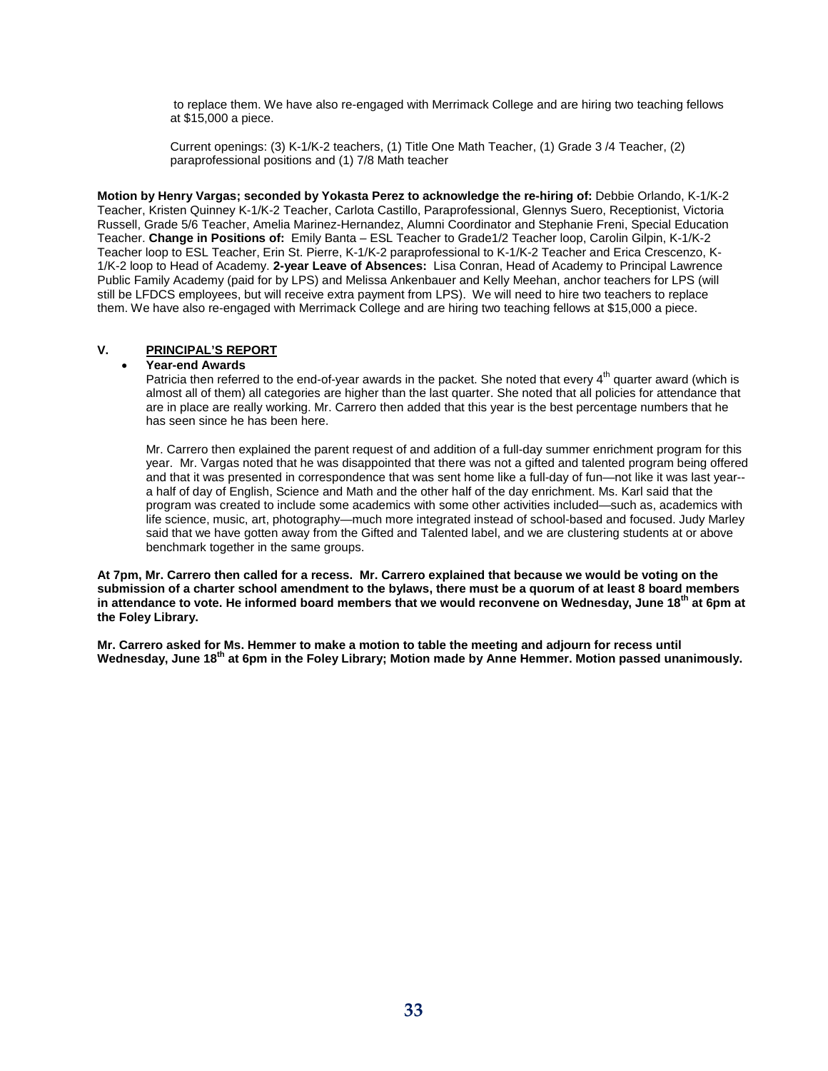to replace them. We have also re-engaged with Merrimack College and are hiring two teaching fellows at $15,000 a piece.

Current openings: (3) K-1/K-2 teachers, (1) Title One Math Teacher, (1) Grade 3 /4 Teacher, (2) paraprofessional positions and (1) 7/8 Math teacher

**Motion by Henry Vargas; seconded by Yokasta Perez to acknowledge the re-hiring of:** Debbie Orlando, K-1/K-2 Teacher, Kristen Quinney K-1/K-2 Teacher, Carlota Castillo, Paraprofessional, Glennys Suero, Receptionist, Victoria Russell, Grade 5/6 Teacher, Amelia Marinez-Hernandez, Alumni Coordinator and Stephanie Freni, Special Education Teacher. **Change in Positions of:** Emily Banta – ESL Teacher to Grade1/2 Teacher loop, Carolin Gilpin, K-1/K-2 Teacher loop to ESL Teacher, Erin St. Pierre, K-1/K-2 paraprofessional to K-1/K-2 Teacher and Erica Crescenzo, K-1/K-2 loop to Head of Academy. **2-year Leave of Absences:** Lisa Conran, Head of Academy to Principal Lawrence Public Family Academy (paid for by LPS) and Melissa Ankenbauer and Kelly Meehan, anchor teachers for LPS (will still be LFDCS employees, but will receive extra payment from LPS). We will need to hire two teachers to replace them. We have also re-engaged with Merrimack College and are hiring two teaching fellows at $15,000 a piece.

## V. PRINCIPAL'S REPORT

- **Year-end Awards**

  Patricia then referred to the end-of-year awards in the packet. She noted that every 4th quarter award (which is almost all of them) all categories are higher than the last quarter. She noted that all policies for attendance that are in place are really working. Mr. Carrero then added that this year is the best percentage numbers that he has seen since he has been here.

  Mr. Carrero then explained the parent request of and addition of a full-day summer enrichment program for this year. Mr. Vargas noted that he was disappointed that there was not a gifted and talented program being offered and that it was presented in correspondence that was sent home like a full-day of fun—not like it was last year--a half of day of English, Science and Math and the other half of the day enrichment. Ms. Karl said that the program was created to include some academics with some other activities included—such as, academics with life science, music, art, photography—much more integrated instead of school-based and focused. Judy Marley said that we have gotten away from the Gifted and Talented label, and we are clustering students at or above benchmark together in the same groups.

**At 7pm, Mr. Carrero then called for a recess. Mr. Carrero explained that because we would be voting on the submission of a charter school amendment to the bylaws, there must be a quorum of at least 8 board members in attendance to vote. He informed board members that we would reconvene on Wednesday, June 18th at 6pm at the Foley Library.**

**Mr. Carrero asked for Ms. Hemmer to make a motion to table the meeting and adjourn for recess until Wednesday, June 18th at 6pm in the Foley Library; Motion made by Anne Hemmer. Motion passed unanimously.**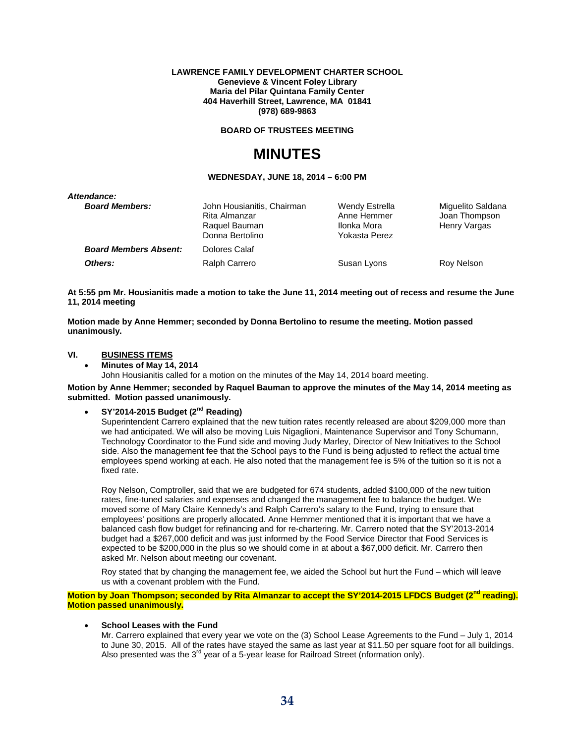**LAWRENCE FAMILY DEVELOPMENT CHARTER SCHOOL**
**Genevieve & Vincent Foley Library**
**Maria del Pilar Quintana Family Center**
**404 Haverhill Street, Lawrence, MA 01841**
**(978) 689-9863**

**BOARD OF TRUSTEES MEETING**

# MINUTES

**WEDNESDAY, JUNE 18, 2014 – 6:00 PM**

***Attendance:***

| | | | |
|---|---|---|---|
| ***Board Members:*** | John Housianitis, Chairman<br>Rita Almanzar<br>Raquel Bauman<br>Donna Bertolino | Wendy Estrella<br>Anne Hemmer<br>Ilonka Mora<br>Yokasta Perez | Miguelito Saldana<br>Joan Thompson<br>Henry Vargas |
| ***Board Members Absent:*** | Dolores Calaf | | |
| ***Others:*** | Ralph Carrero | Susan Lyons | Roy Nelson |

**At 5:55 pm Mr. Housianitis made a motion to take the June 11, 2014 meeting out of recess and resume the June 11, 2014 meeting**

**Motion made by Anne Hemmer; seconded by Donna Bertolino to resume the meeting. Motion passed unanimously.**

## VI. BUSINESS ITEMS

- **Minutes of May 14, 2014**
  John Housianitis called for a motion on the minutes of the May 14, 2014 board meeting.

**Motion by Anne Hemmer; seconded by Raquel Bauman to approve the minutes of the May 14, 2014 meeting as submitted. Motion passed unanimously.**

- **SY'2014-2015 Budget (2nd Reading)**
  Superintendent Carrero explained that the new tuition rates recently released are about $209,000 more than we had anticipated. We will also be moving Luis Nigaglioni, Maintenance Supervisor and Tony Schumann, Technology Coordinator to the Fund side and moving Judy Marley, Director of New Initiatives to the School side. Also the management fee that the School pays to the Fund is being adjusted to reflect the actual time employees spend working at each. He also noted that the management fee is 5% of the tuition so it is not a fixed rate.

  Roy Nelson, Comptroller, said that we are budgeted for 674 students, added $100,000 of the new tuition rates, fine-tuned salaries and expenses and changed the management fee to balance the budget. We moved some of Mary Claire Kennedy's and Ralph Carrero's salary to the Fund, trying to ensure that employees' positions are properly allocated. Anne Hemmer mentioned that it is important that we have a balanced cash flow budget for refinancing and for re-chartering. Mr. Carrero noted that the SY'2013-2014 budget had a $267,000 deficit and was just informed by the Food Service Director that Food Services is expected to be $200,000 in the plus so we should come in at about a $67,000 deficit. Mr. Carrero then asked Mr. Nelson about meeting our covenant.

  Roy stated that by changing the management fee, we aided the School but hurt the Fund – which will leave us with a covenant problem with the Fund.

**Motion by Joan Thompson; seconded by Rita Almanzar to accept the SY'2014-2015 LFDCS Budget (2nd reading). Motion passed unanimously.**

- **School Leases with the Fund**
  Mr. Carrero explained that every year we vote on the (3) School Lease Agreements to the Fund – July 1, 2014 to June 30, 2015. All of the rates have stayed the same as last year at $11.50 per square foot for all buildings. Also presented was the 3rd year of a 5-year lease for Railroad Street (nformation only).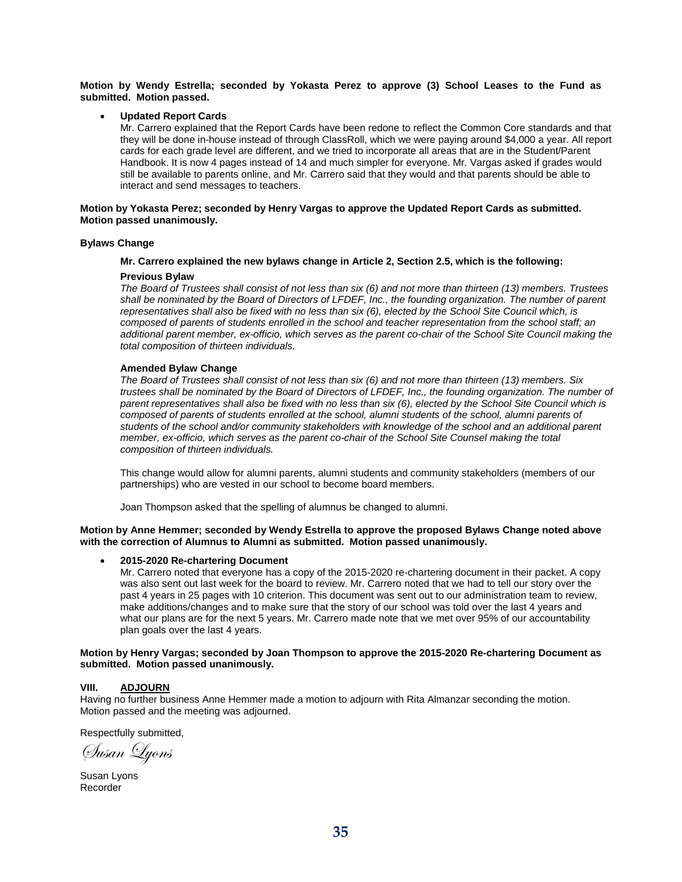**Motion by Wendy Estrella; seconded by Yokasta Perez to approve (3) School Leases to the Fund as submitted. Motion passed.**

- **Updated Report Cards**

  Mr. Carrero explained that the Report Cards have been redone to reflect the Common Core standards and that they will be done in-house instead of through ClassRoll, which we were paying around $4,000 a year. All report cards for each grade level are different, and we tried to incorporate all areas that are in the Student/Parent Handbook. It is now 4 pages instead of 14 and much simpler for everyone. Mr. Vargas asked if grades would still be available to parents online, and Mr. Carrero said that they would and that parents should be able to interact and send messages to teachers.

**Motion by Yokasta Perez; seconded by Henry Vargas to approve the Updated Report Cards as submitted. Motion passed unanimously.**

**Bylaws Change**

**Mr. Carrero explained the new bylaws change in Article 2, Section 2.5, which is the following:**

**Previous Bylaw**

*The Board of Trustees shall consist of not less than six (6) and not more than thirteen (13) members. Trustees shall be nominated by the Board of Directors of LFDEF, Inc., the founding organization. The number of parent representatives shall also be fixed with no less than six (6), elected by the School Site Council which, is composed of parents of students enrolled in the school and teacher representation from the school staff; an additional parent member, ex-officio, which serves as the parent co-chair of the School Site Council making the total composition of thirteen individuals.*

**Amended Bylaw Change**

*The Board of Trustees shall consist of not less than six (6) and not more than thirteen (13) members. Six trustees shall be nominated by the Board of Directors of LFDEF, Inc., the founding organization. The number of parent representatives shall also be fixed with no less than six (6), elected by the School Site Council which is composed of parents of students enrolled at the school, alumni students of the school, alumni parents of students of the school and/or community stakeholders with knowledge of the school and an additional parent member, ex-officio, which serves as the parent co-chair of the School Site Counsel making the total composition of thirteen individuals.*

This change would allow for alumni parents, alumni students and community stakeholders (members of our partnerships) who are vested in our school to become board members.

Joan Thompson asked that the spelling of alumnus be changed to alumni.

**Motion by Anne Hemmer; seconded by Wendy Estrella to approve the proposed Bylaws Change noted above with the correction of Alumnus to Alumni as submitted. Motion passed unanimously.**

- **2015-2020 Re-chartering Document**

  Mr. Carrero noted that everyone has a copy of the 2015-2020 re-chartering document in their packet. A copy was also sent out last week for the board to review. Mr. Carrero noted that we had to tell our story over the past 4 years in 25 pages with 10 criterion. This document was sent out to our administration team to review, make additions/changes and to make sure that the story of our school was told over the last 4 years and what our plans are for the next 5 years. Mr. Carrero made note that we met over 95% of our accountability plan goals over the last 4 years.

**Motion by Henry Vargas; seconded by Joan Thompson to approve the 2015-2020 Re-chartering Document as submitted. Motion passed unanimously.**

**VIII. ADJOURN**

Having no further business Anne Hemmer made a motion to adjourn with Rita Almanzar seconding the motion. Motion passed and the meeting was adjourned.

Respectfully submitted,

*Susan Lyons*

Susan Lyons
Recorder